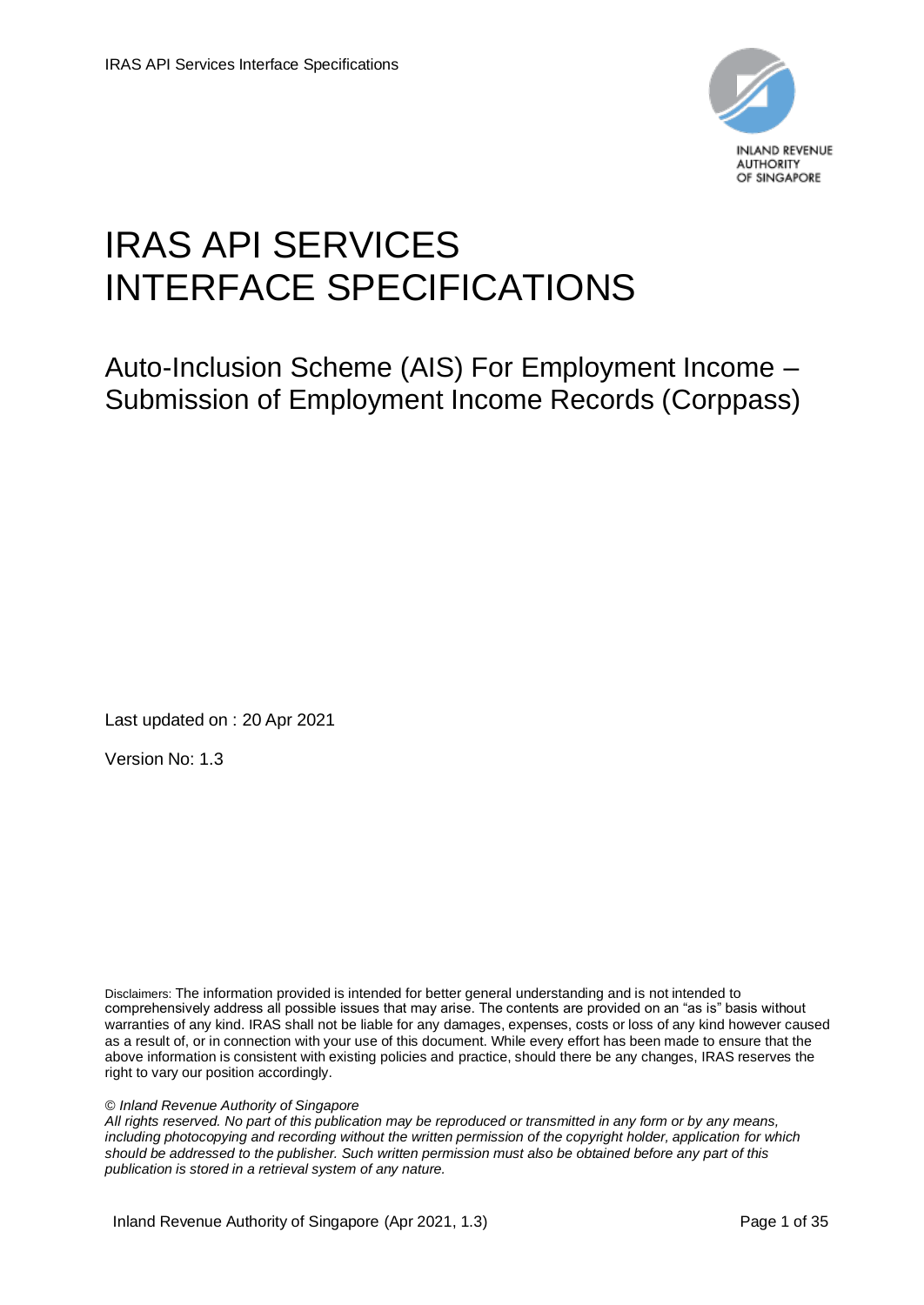INLAND REVENUE AUTHORITY OF SINGAPORE

# IRAS API SERVICES INTERFACE SPECIFICATIONS

## Auto-Inclusion Scheme (AIS) For Employment Income – Submission of Employment Income Records (Corppass)

Last updated on : 20 Apr 2021

Version No: 1.3

Disclaimers: The information provided is intended for better general understanding and is not intended to comprehensively address all possible issues that may arise. The contents are provided on an "as is" basis without warranties of any kind. IRAS shall not be liable for any damages, expenses, costs or loss of any kind however caused as a result of, or in connection with your use of this document. While every effort has been made to ensure that the above information is consistent with existing policies and practice, should there be any changes, IRAS reserves the right to vary our position accordingly.

*© Inland Revenue Authority of Singapore*

*All rights reserved. No part of this publication may be reproduced or transmitted in any form or by any means, including photocopying and recording without the written permission of the copyright holder, application for which should be addressed to the publisher. Such written permission must also be obtained before any part of this publication is stored in a retrieval system of any nature.*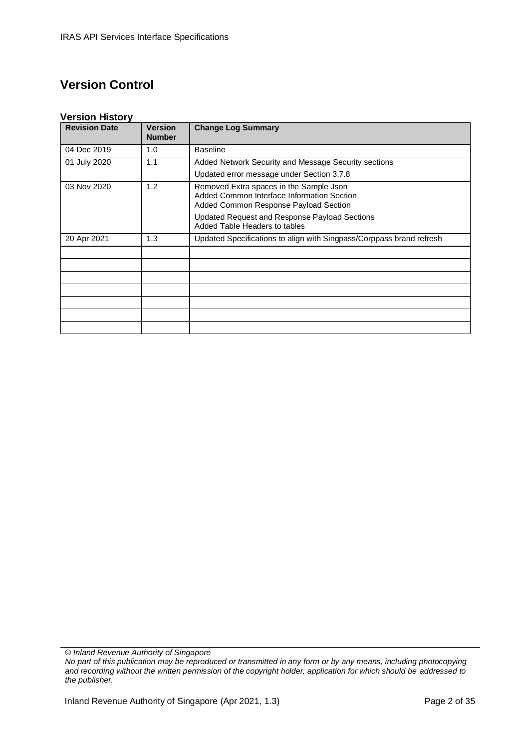# Version Control

### Version History

| Revision Date | Version Number | Change Log Summary |
|---|---|---|
| 04 Dec 2019 | 1.0 | Baseline |
| 01 July 2020 | 1.1 | Added Network Security and Message Security sections<br>Updated error message under Section 3.7.8 |
| 03 Nov 2020 | 1.2 | Removed Extra spaces in the Sample Json<br>Added Common Interface Information Section<br>Added Common Response Payload Section<br>Updated Request and Response Payload Sections<br>Added Table Headers to tables |
| 20 Apr 2021 | 1.3 | Updated Specifications to align with Singpass/Corppass brand refresh |
| | | |
| | | |
| | | |
| | | |
| | | |
| | | |
| | | |

*© Inland Revenue Authority of Singapore*
*No part of this publication may be reproduced or transmitted in any form or by any means, including photocopying and recording without the written permission of the copyright holder, application for which should be addressed to the publisher.*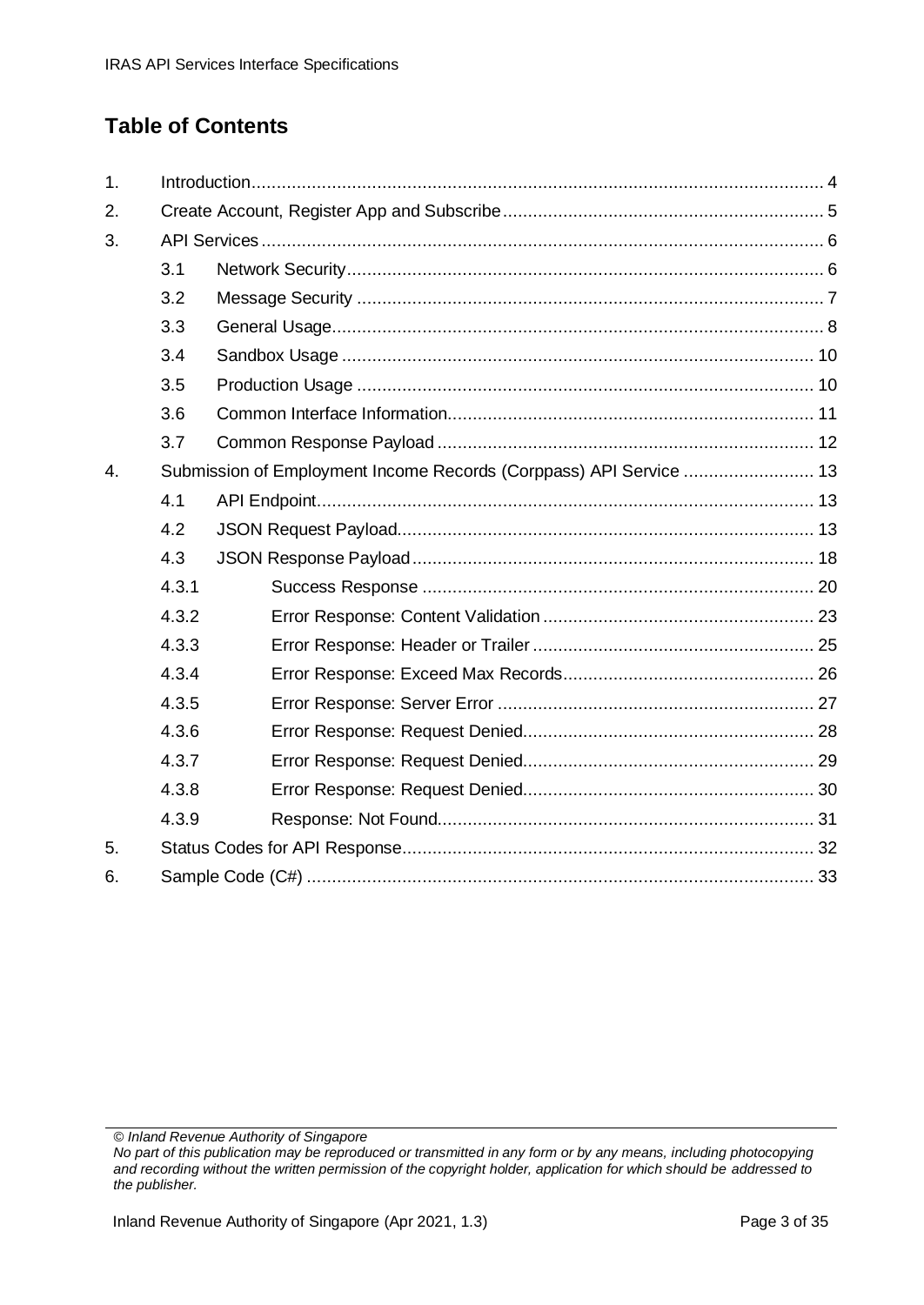## Table of Contents

1. Introduction ..... 4
2. Create Account, Register App and Subscribe ..... 5
3. API Services ..... 6
   - 3.1 Network Security ..... 6
   - 3.2 Message Security ..... 7
   - 3.3 General Usage ..... 8
   - 3.4 Sandbox Usage ..... 10
   - 3.5 Production Usage ..... 10
   - 3.6 Common Interface Information ..... 11
   - 3.7 Common Response Payload ..... 12
4. Submission of Employment Income Records (Corppass) API Service ..... 13
   - 4.1 API Endpoint ..... 13
   - 4.2 JSON Request Payload ..... 13
   - 4.3 JSON Response Payload ..... 18
     - 4.3.1 Success Response ..... 20
     - 4.3.2 Error Response: Content Validation ..... 23
     - 4.3.3 Error Response: Header or Trailer ..... 25
     - 4.3.4 Error Response: Exceed Max Records ..... 26
     - 4.3.5 Error Response: Server Error ..... 27
     - 4.3.6 Error Response: Request Denied ..... 28
     - 4.3.7 Error Response: Request Denied ..... 29
     - 4.3.8 Error Response: Request Denied ..... 30
     - 4.3.9 Response: Not Found ..... 31
5. Status Codes for API Response ..... 32
6. Sample Code (C#) ..... 33

*© Inland Revenue Authority of Singapore*
*No part of this publication may be reproduced or transmitted in any form or by any means, including photocopying and recording without the written permission of the copyright holder, application for which should be addressed to the publisher.*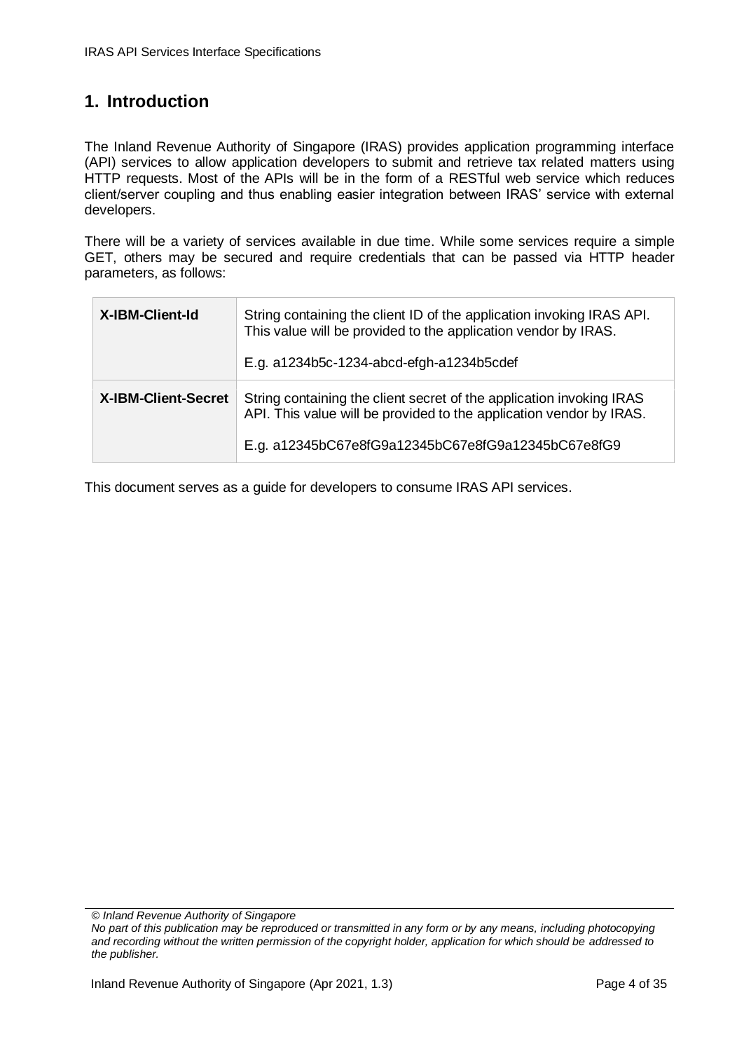# 1. Introduction

The Inland Revenue Authority of Singapore (IRAS) provides application programming interface (API) services to allow application developers to submit and retrieve tax related matters using HTTP requests. Most of the APIs will be in the form of a RESTful web service which reduces client/server coupling and thus enabling easier integration between IRAS' service with external developers.

There will be a variety of services available in due time. While some services require a simple GET, others may be secured and require credentials that can be passed via HTTP header parameters, as follows:

| | |
|---|---|
| **X-IBM-Client-Id** | String containing the client ID of the application invoking IRAS API. This value will be provided to the application vendor by IRAS.<br><br>E.g. a1234b5c-1234-abcd-efgh-a1234b5cdef |
| **X-IBM-Client-Secret** | String containing the client secret of the application invoking IRAS API. This value will be provided to the application vendor by IRAS.<br><br>E.g. a12345bC67e8fG9a12345bC67e8fG9a12345bC67e8fG9 |

This document serves as a guide for developers to consume IRAS API services.

*© Inland Revenue Authority of Singapore*
*No part of this publication may be reproduced or transmitted in any form or by any means, including photocopying and recording without the written permission of the copyright holder, application for which should be addressed to the publisher.*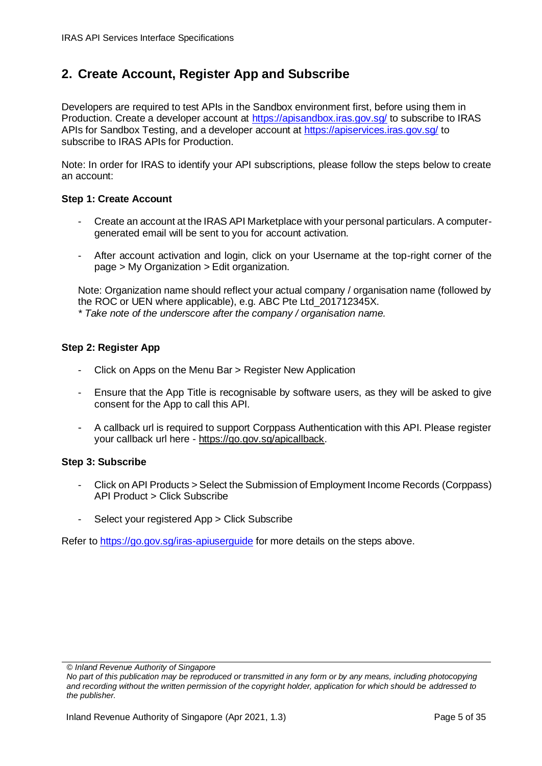## 2. Create Account, Register App and Subscribe

Developers are required to test APIs in the Sandbox environment first, before using them in Production. Create a developer account at https://apisandbox.iras.gov.sg/ to subscribe to IRAS APIs for Sandbox Testing, and a developer account at https://apiservices.iras.gov.sg/ to subscribe to IRAS APIs for Production.

Note: In order for IRAS to identify your API subscriptions, please follow the steps below to create an account:

**Step 1: Create Account**

- Create an account at the IRAS API Marketplace with your personal particulars. A computer-generated email will be sent to you for account activation.
- After account activation and login, click on your Username at the top-right corner of the page > My Organization > Edit organization.

Note: Organization name should reflect your actual company / organisation name (followed by the ROC or UEN where applicable), e.g. ABC Pte Ltd_201712345X.
*\* Take note of the underscore after the company / organisation name.*

**Step 2: Register App**

- Click on Apps on the Menu Bar > Register New Application
- Ensure that the App Title is recognisable by software users, as they will be asked to give consent for the App to call this API.
- A callback url is required to support Corppass Authentication with this API. Please register your callback url here - https://go.gov.sg/apicallback.

**Step 3: Subscribe**

- Click on API Products > Select the Submission of Employment Income Records (Corppass) API Product > Click Subscribe
- Select your registered App > Click Subscribe

Refer to https://go.gov.sg/iras-apiuserguide for more details on the steps above.

*© Inland Revenue Authority of Singapore*
*No part of this publication may be reproduced or transmitted in any form or by any means, including photocopying and recording without the written permission of the copyright holder, application for which should be addressed to the publisher.*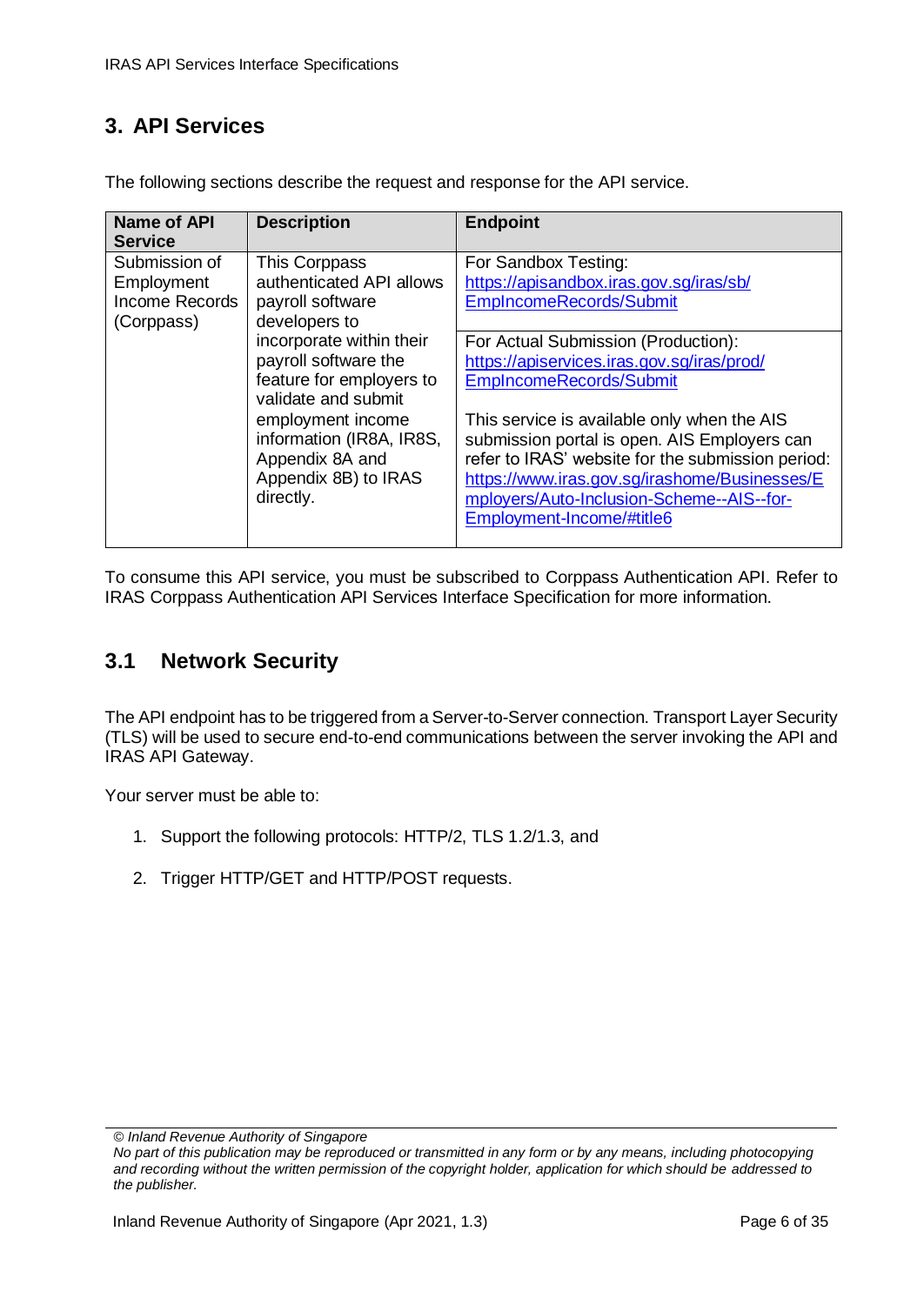## 3. API Services

The following sections describe the request and response for the API service.

| Name of API Service | Description | Endpoint |
|---|---|---|
| Submission of Employment Income Records (Corppass) | This Corppass authenticated API allows payroll software developers to incorporate within their payroll software the feature for employers to validate and submit employment income information (IR8A, IR8S, Appendix 8A and Appendix 8B) to IRAS directly. | For Sandbox Testing:<br>https://apisandbox.iras.gov.sg/iras/sb/EmplncomeRecords/Submit |
| | | For Actual Submission (Production):<br>https://apiservices.iras.gov.sg/iras/prod/EmplncomeRecords/Submit<br><br>This service is available only when the AIS submission portal is open. AIS Employers can refer to IRAS' website for the submission period:<br>https://www.iras.gov.sg/irashome/Businesses/Employers/Auto-Inclusion-Scheme--AIS--for-Employment-Income/#title6 |

To consume this API service, you must be subscribed to Corppass Authentication API. Refer to IRAS Corppass Authentication API Services Interface Specification for more information.

### 3.1 Network Security

The API endpoint has to be triggered from a Server-to-Server connection. Transport Layer Security (TLS) will be used to secure end-to-end communications between the server invoking the API and IRAS API Gateway.

Your server must be able to:

1. Support the following protocols: HTTP/2, TLS 1.2/1.3, and
2. Trigger HTTP/GET and HTTP/POST requests.

*© Inland Revenue Authority of Singapore*
*No part of this publication may be reproduced or transmitted in any form or by any means, including photocopying and recording without the written permission of the copyright holder, application for which should be addressed to the publisher.*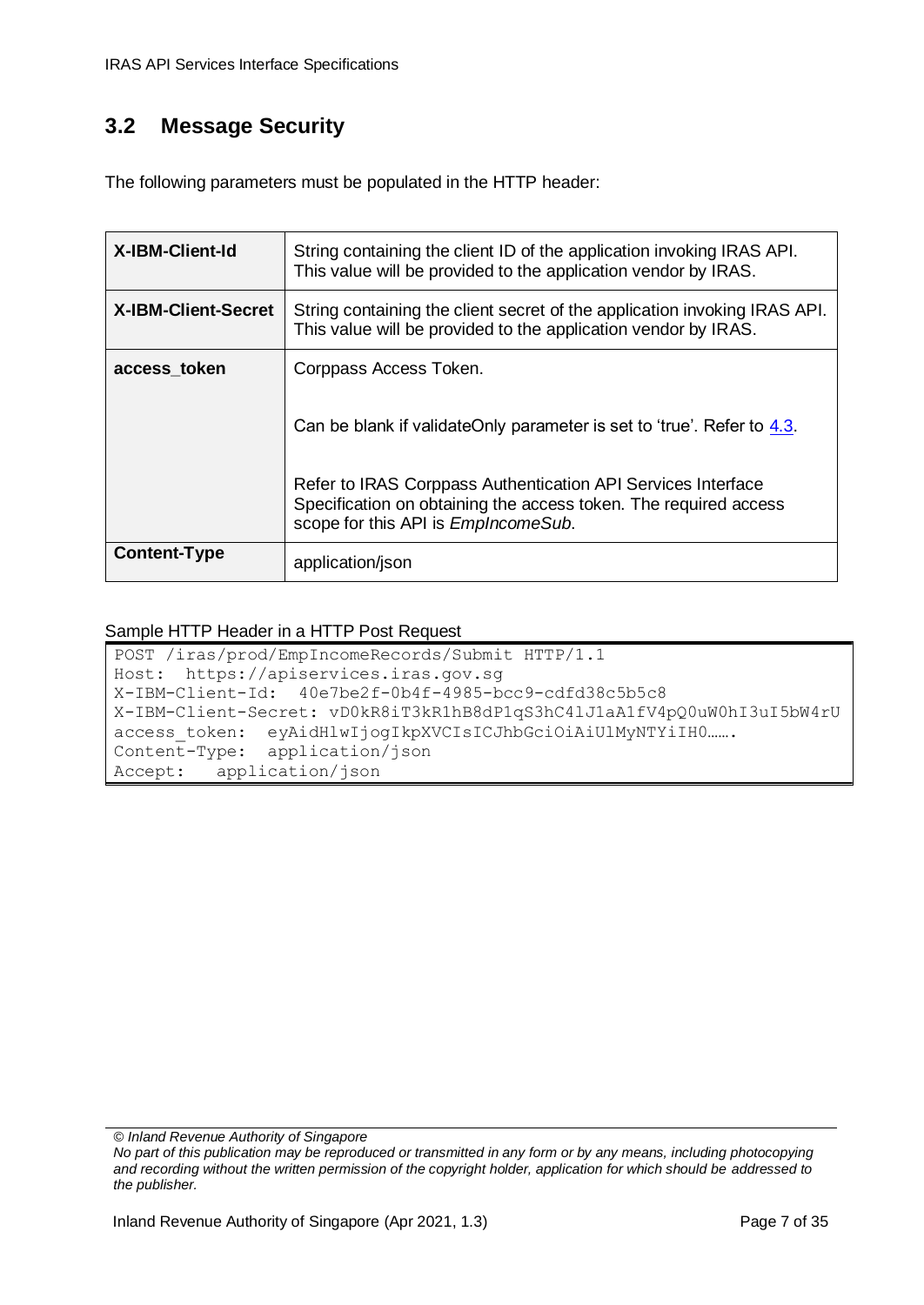## 3.2 Message Security

The following parameters must be populated in the HTTP header:

| | |
|---|---|
| **X-IBM-Client-Id** | String containing the client ID of the application invoking IRAS API. This value will be provided to the application vendor by IRAS. |
| **X-IBM-Client-Secret** | String containing the client secret of the application invoking IRAS API. This value will be provided to the application vendor by IRAS. |
| **access_token** | Corppass Access Token.<br><br>Can be blank if validateOnly parameter is set to 'true'. Refer to 4.3.<br><br>Refer to IRAS Corppass Authentication API Services Interface Specification on obtaining the access token. The required access scope for this API is *EmpIncomeSub*. |
| **Content-Type** | application/json |

Sample HTTP Header in a HTTP Post Request

```
POST /iras/prod/EmpIncomeRecords/Submit HTTP/1.1
Host:  https://apiservices.iras.gov.sg
X-IBM-Client-Id:  40e7be2f-0b4f-4985-bcc9-cdfd38c5b5c8
X-IBM-Client-Secret: vD0kR8iT3kR1hB8dP1qS3hC4lJ1aA1fV4pQ0uW0hI3uI5bW4rU
access_token:  eyAidHlwIjogIkpXVCIsICJhbGciOiAiUlMyNTYiIH0…….
Content-Type:  application/json
Accept:   application/json
```

*© Inland Revenue Authority of Singapore*
*No part of this publication may be reproduced or transmitted in any form or by any means, including photocopying and recording without the written permission of the copyright holder, application for which should be addressed to the publisher.*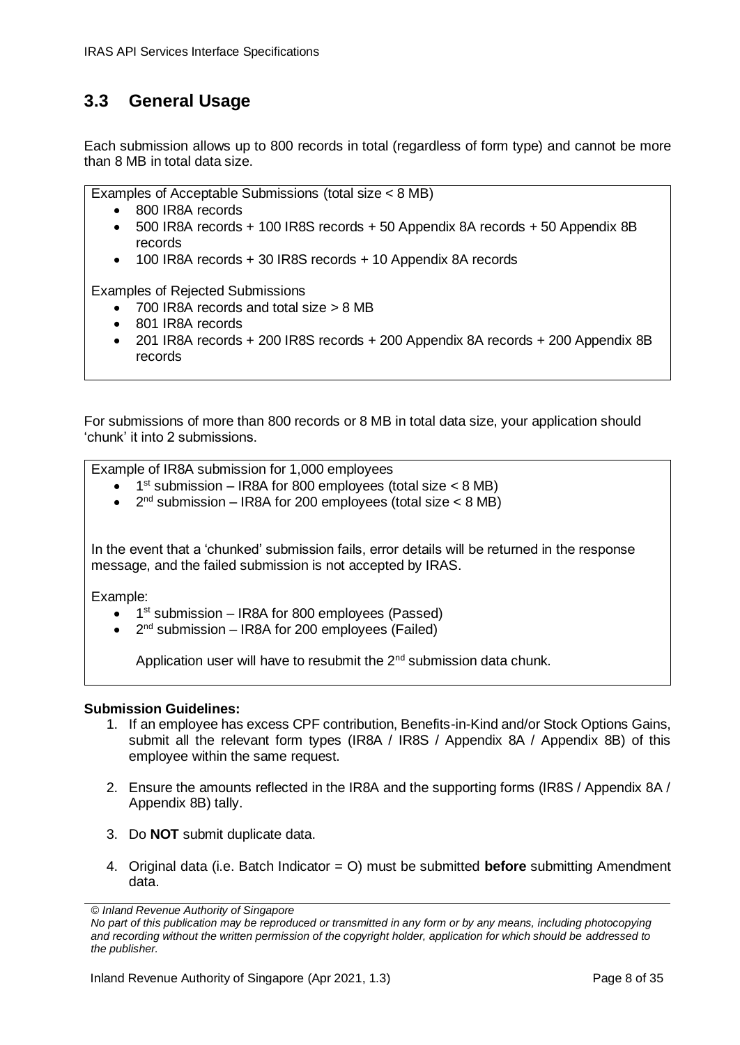## 3.3 General Usage

Each submission allows up to 800 records in total (regardless of form type) and cannot be more than 8 MB in total data size.

Examples of Acceptable Submissions (total size < 8 MB)

- 800 IR8A records
- 500 IR8A records + 100 IR8S records + 50 Appendix 8A records + 50 Appendix 8B records
- 100 IR8A records + 30 IR8S records + 10 Appendix 8A records

Examples of Rejected Submissions

- 700 IR8A records and total size > 8 MB
- 801 IR8A records
- 201 IR8A records + 200 IR8S records + 200 Appendix 8A records + 200 Appendix 8B records

For submissions of more than 800 records or 8 MB in total data size, your application should 'chunk' it into 2 submissions.

Example of IR8A submission for 1,000 employees

- 1st submission – IR8A for 800 employees (total size < 8 MB)
- 2nd submission – IR8A for 200 employees (total size < 8 MB)

In the event that a 'chunked' submission fails, error details will be returned in the response message, and the failed submission is not accepted by IRAS.

Example:

- 1st submission – IR8A for 800 employees (Passed)
- 2nd submission – IR8A for 200 employees (Failed)

  Application user will have to resubmit the 2nd submission data chunk.

**Submission Guidelines:**

1. If an employee has excess CPF contribution, Benefits-in-Kind and/or Stock Options Gains, submit all the relevant form types (IR8A / IR8S / Appendix 8A / Appendix 8B) of this employee within the same request.
2. Ensure the amounts reflected in the IR8A and the supporting forms (IR8S / Appendix 8A / Appendix 8B) tally.
3. Do **NOT** submit duplicate data.
4. Original data (i.e. Batch Indicator = O) must be submitted **before** submitting Amendment data.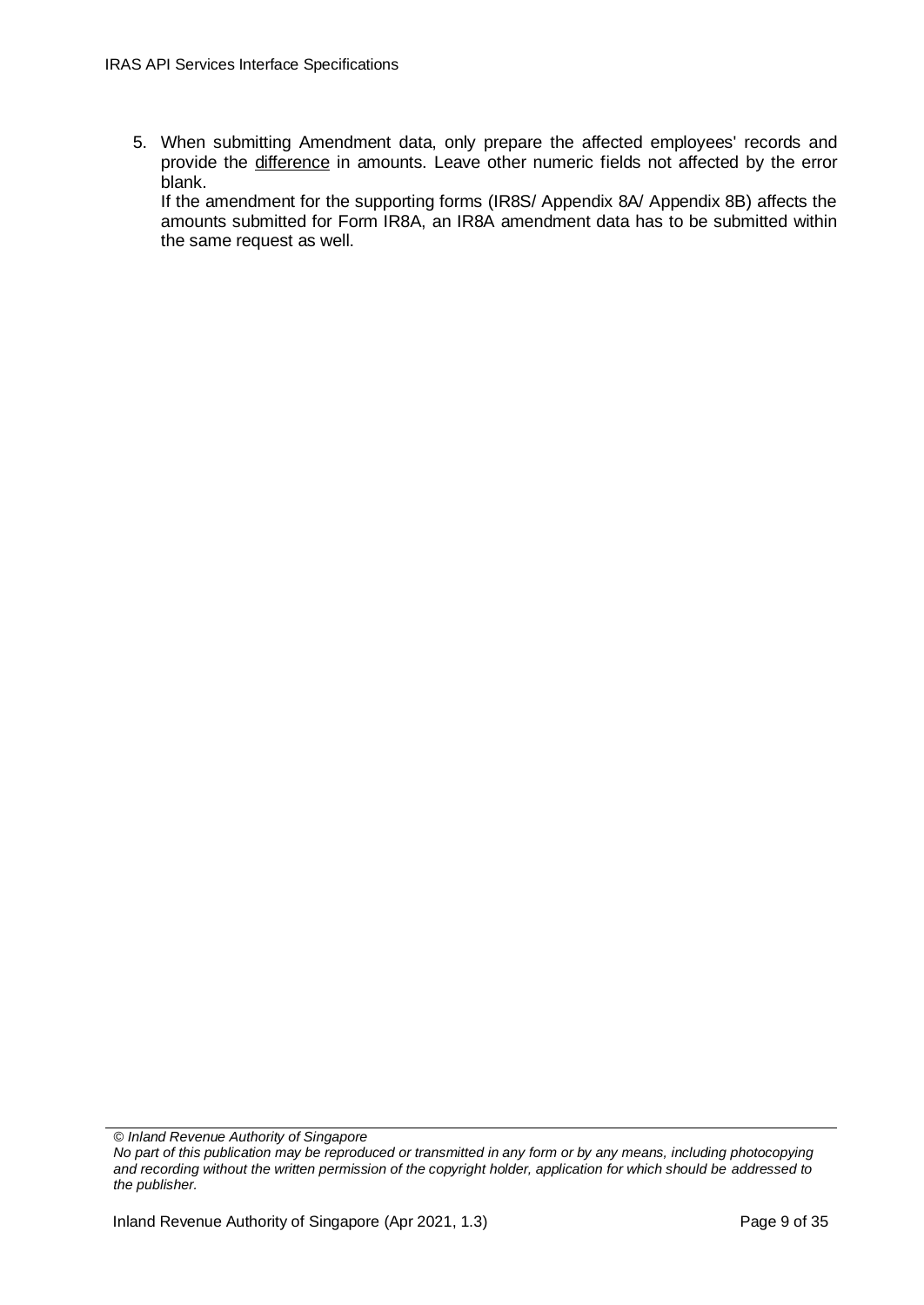5. When submitting Amendment data, only prepare the affected employees' records and provide the <u>difference</u> in amounts. Leave other numeric fields not affected by the error blank.
   If the amendment for the supporting forms (IR8S/ Appendix 8A/ Appendix 8B) affects the amounts submitted for Form IR8A, an IR8A amendment data has to be submitted within the same request as well.

*© Inland Revenue Authority of Singapore*
*No part of this publication may be reproduced or transmitted in any form or by any means, including photocopying and recording without the written permission of the copyright holder, application for which should be addressed to the publisher.*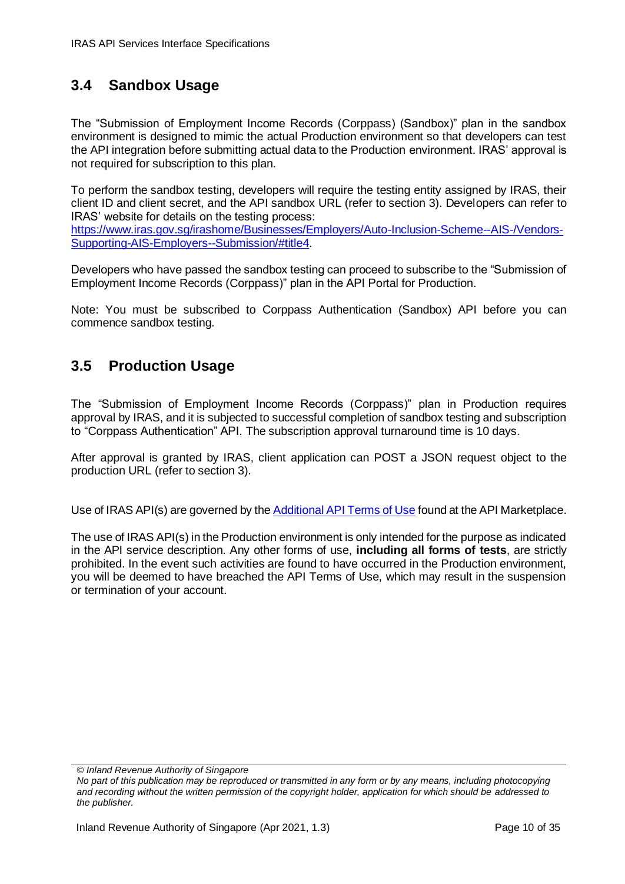## 3.4 Sandbox Usage

The "Submission of Employment Income Records (Corppass) (Sandbox)" plan in the sandbox environment is designed to mimic the actual Production environment so that developers can test the API integration before submitting actual data to the Production environment. IRAS' approval is not required for subscription to this plan.

To perform the sandbox testing, developers will require the testing entity assigned by IRAS, their client ID and client secret, and the API sandbox URL (refer to section 3). Developers can refer to IRAS' website for details on the testing process: [https://www.iras.gov.sg/irashome/Businesses/Employers/Auto-Inclusion-Scheme--AIS-/Vendors-Supporting-AIS-Employers--Submission/#title4](https://www.iras.gov.sg/irashome/Businesses/Employers/Auto-Inclusion-Scheme--AIS-/Vendors-Supporting-AIS-Employers--Submission/#title4).

Developers who have passed the sandbox testing can proceed to subscribe to the "Submission of Employment Income Records (Corppass)" plan in the API Portal for Production.

Note: You must be subscribed to Corppass Authentication (Sandbox) API before you can commence sandbox testing.

## 3.5 Production Usage

The "Submission of Employment Income Records (Corppass)" plan in Production requires approval by IRAS, and it is subjected to successful completion of sandbox testing and subscription to "Corppass Authentication" API. The subscription approval turnaround time is 10 days.

After approval is granted by IRAS, client application can POST a JSON request object to the production URL (refer to section 3).

Use of IRAS API(s) are governed by the Additional API Terms of Use found at the API Marketplace.

The use of IRAS API(s) in the Production environment is only intended for the purpose as indicated in the API service description. Any other forms of use, **including all forms of tests**, are strictly prohibited. In the event such activities are found to have occurred in the Production environment, you will be deemed to have breached the API Terms of Use, which may result in the suspension or termination of your account.

*© Inland Revenue Authority of Singapore*
*No part of this publication may be reproduced or transmitted in any form or by any means, including photocopying and recording without the written permission of the copyright holder, application for which should be addressed to the publisher.*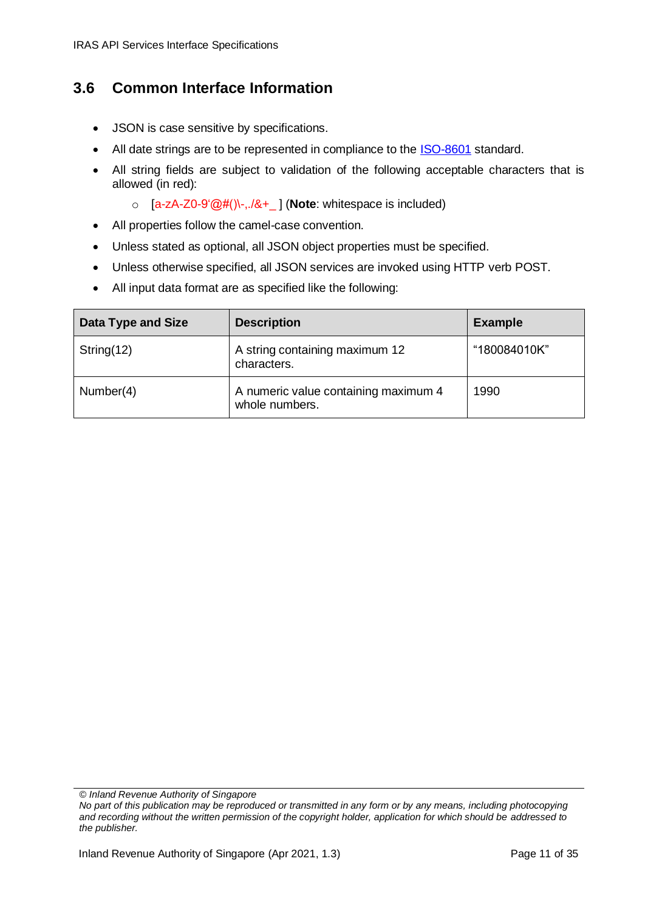## 3.6 Common Interface Information

- JSON is case sensitive by specifications.
- All date strings are to be represented in compliance to the ISO-8601 standard.
- All string fields are subject to validation of the following acceptable characters that is allowed (in red):
  - [a-zA-Z0-9'@#()\-,./&+_ ] (**Note**: whitespace is included)
- All properties follow the camel-case convention.
- Unless stated as optional, all JSON object properties must be specified.
- Unless otherwise specified, all JSON services are invoked using HTTP verb POST.
- All input data format are as specified like the following:

| Data Type and Size | Description | Example |
|---|---|---|
| String(12) | A string containing maximum 12 characters. | "180084010K" |
| Number(4) | A numeric value containing maximum 4 whole numbers. | 1990 |

*© Inland Revenue Authority of Singapore*
*No part of this publication may be reproduced or transmitted in any form or by any means, including photocopying and recording without the written permission of the copyright holder, application for which should be addressed to the publisher.*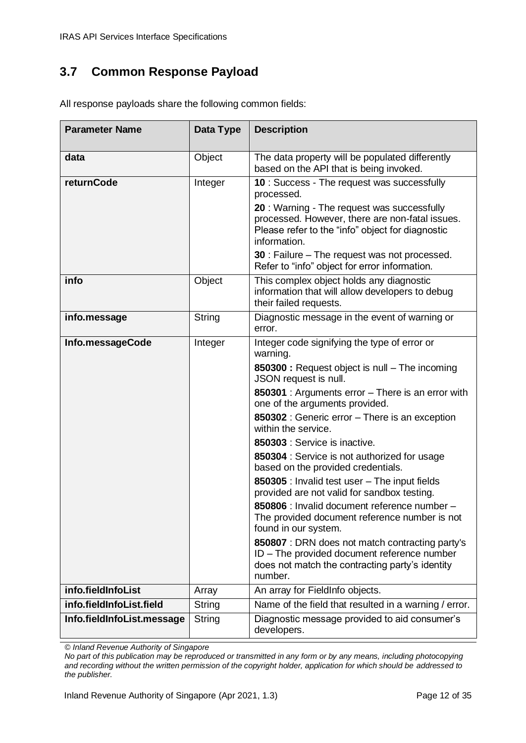## 3.7 Common Response Payload

All response payloads share the following common fields:

| Parameter Name | Data Type | Description |
|---|---|---|
| **data** | Object | The data property will be populated differently based on the API that is being invoked. |
| **returnCode** | Integer | **10** : Success - The request was successfully processed.<br>**20** : Warning - The request was successfully processed. However, there are non-fatal issues. Please refer to the "info" object for diagnostic information.<br>**30** : Failure – The request was not processed. Refer to "info" object for error information. |
| **info** | Object | This complex object holds any diagnostic information that will allow developers to debug their failed requests. |
| **info.message** | String | Diagnostic message in the event of warning or error. |
| **Info.messageCode** | Integer | Integer code signifying the type of error or warning.<br>**850300 :** Request object is null – The incoming JSON request is null.<br>**850301** : Arguments error – There is an error with one of the arguments provided.<br>**850302** : Generic error – There is an exception within the service.<br>**850303** : Service is inactive.<br>**850304** : Service is not authorized for usage based on the provided credentials.<br>**850305** : Invalid test user – The input fields provided are not valid for sandbox testing.<br>**850806** : Invalid document reference number – The provided document reference number is not found in our system.<br>**850807** : DRN does not match contracting party's ID – The provided document reference number does not match the contracting party's identity number. |
| **info.fieldInfoList** | Array | An array for FieldInfo objects. |
| **info.fieldInfoList.field** | String | Name of the field that resulted in a warning / error. |
| **Info.fieldInfoList.message** | String | Diagnostic message provided to aid consumer's developers. |

*© Inland Revenue Authority of Singapore*

*No part of this publication may be reproduced or transmitted in any form or by any means, including photocopying and recording without the written permission of the copyright holder, application for which should be addressed to the publisher.*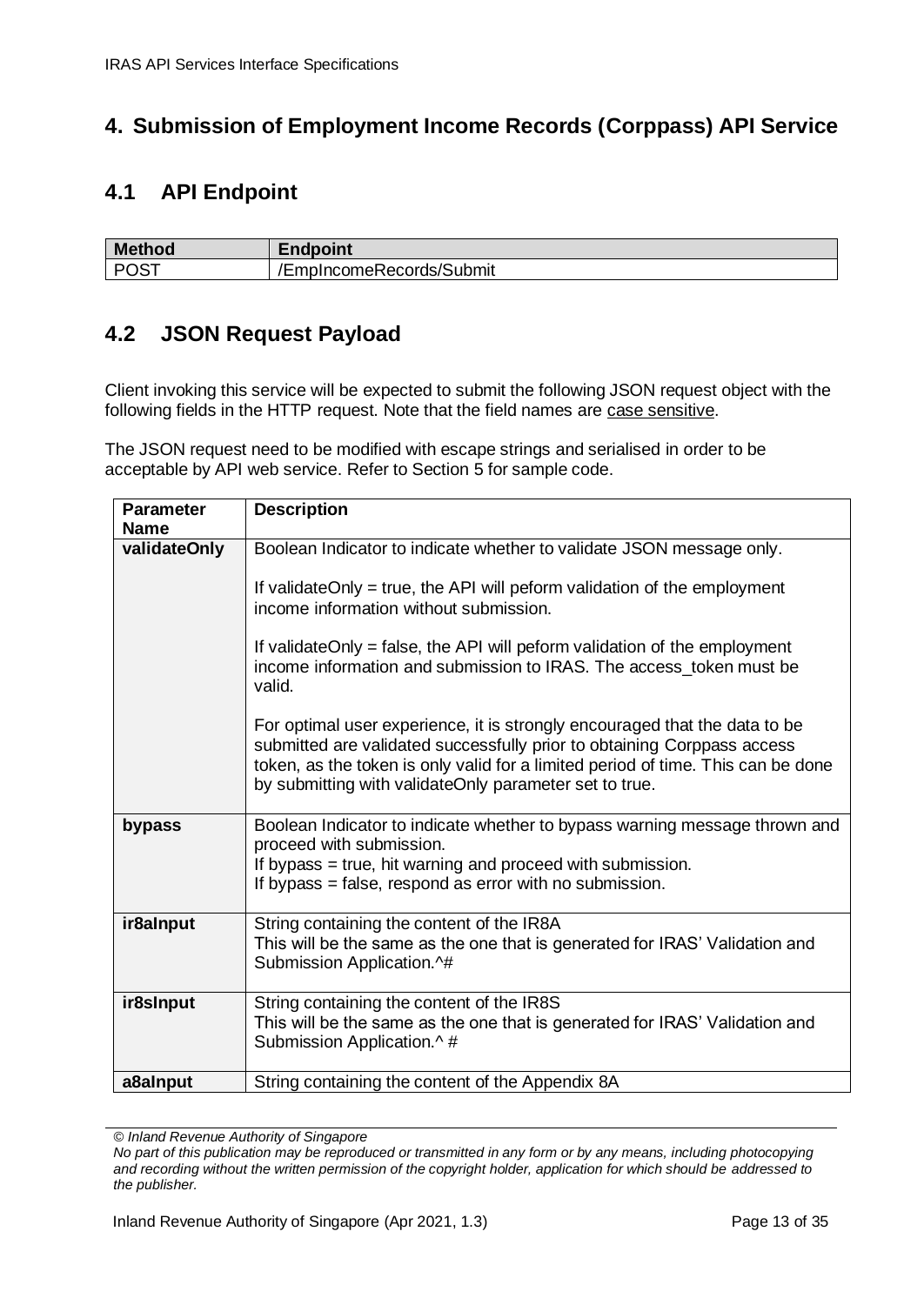## 4. Submission of Employment Income Records (Corppass) API Service

### 4.1 API Endpoint

| Method | Endpoint |
|---|---|
| POST | /EmpIncomeRecords/Submit |

### 4.2 JSON Request Payload

Client invoking this service will be expected to submit the following JSON request object with the following fields in the HTTP request. Note that the field names are case sensitive.

The JSON request need to be modified with escape strings and serialised in order to be acceptable by API web service. Refer to Section 5 for sample code.

| Parameter Name | Description |
|---|---|
| **validateOnly** | Boolean Indicator to indicate whether to validate JSON message only.<br><br>If validateOnly = true, the API will peform validation of the employment income information without submission.<br><br>If validateOnly = false, the API will peform validation of the employment income information and submission to IRAS. The access_token must be valid.<br><br>For optimal user experience, it is strongly encouraged that the data to be submitted are validated successfully prior to obtaining Corppass access token, as the token is only valid for a limited period of time. This can be done by submitting with validateOnly parameter set to true. |
| **bypass** | Boolean Indicator to indicate whether to bypass warning message thrown and proceed with submission.<br>If bypass = true, hit warning and proceed with submission.<br>If bypass = false, respond as error with no submission. |
| **ir8aInput** | String containing the content of the IR8A<br>This will be the same as the one that is generated for IRAS' Validation and Submission Application.^# |
| **ir8sInput** | String containing the content of the IR8S<br>This will be the same as the one that is generated for IRAS' Validation and Submission Application.^ # |
| **a8aInput** | String containing the content of the Appendix 8A |

*© Inland Revenue Authority of Singapore*
*No part of this publication may be reproduced or transmitted in any form or by any means, including photocopying and recording without the written permission of the copyright holder, application for which should be addressed to the publisher.*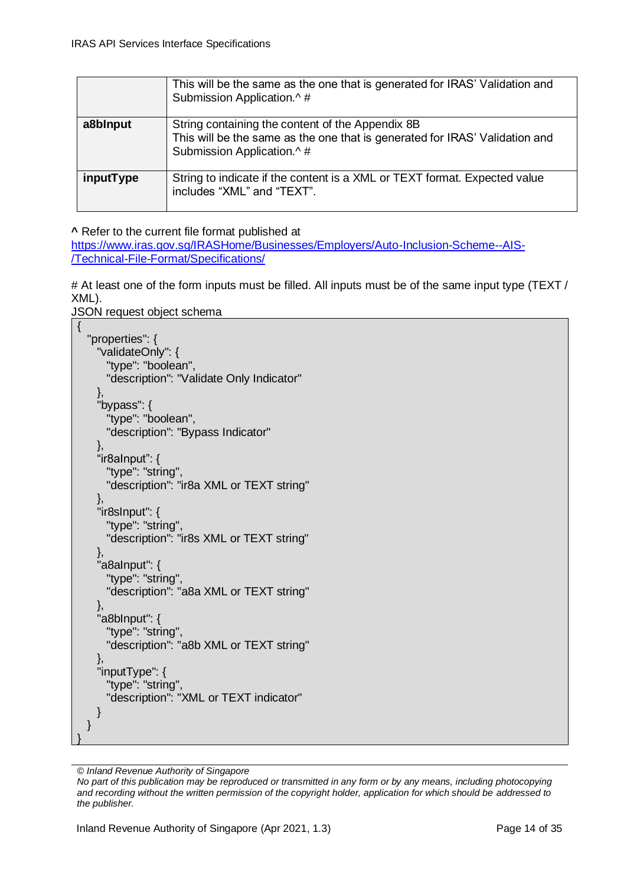| | |
|---|---|
| | This will be the same as the one that is generated for IRAS' Validation and Submission Application.^ # |
| **a8bInput** | String containing the content of the Appendix 8B<br>This will be the same as the one that is generated for IRAS' Validation and Submission Application.^ # |
| **inputType** | String to indicate if the content is a XML or TEXT format. Expected value includes "XML" and "TEXT". |

**^** Refer to the current file format published at https://www.iras.gov.sg/IRASHome/Businesses/Employers/Auto-Inclusion-Scheme--AIS-/Technical-File-Format/Specifications/

# At least one of the form inputs must be filled. All inputs must be of the same input type (TEXT / XML).

JSON request object schema

```
{
  "properties": {
    "validateOnly": {
      "type": "boolean",
      "description": "Validate Only Indicator"
    },
    "bypass": {
      "type": "boolean",
      "description": "Bypass Indicator"
    },
    "ir8aInput": {
      "type": "string",
      "description": "ir8a XML or TEXT string"
    },
    "ir8sInput": {
      "type": "string",
      "description": "ir8s XML or TEXT string"
    },
    "a8aInput": {
      "type": "string",
      "description": "a8a XML or TEXT string"
    },
    "a8bInput": {
      "type": "string",
      "description": "a8b XML or TEXT string"
    },
    "inputType": {
      "type": "string",
      "description": "XML or TEXT indicator"
    }
  }
}
```

*© Inland Revenue Authority of Singapore*
*No part of this publication may be reproduced or transmitted in any form or by any means, including photocopying and recording without the written permission of the copyright holder, application for which should be addressed to the publisher.*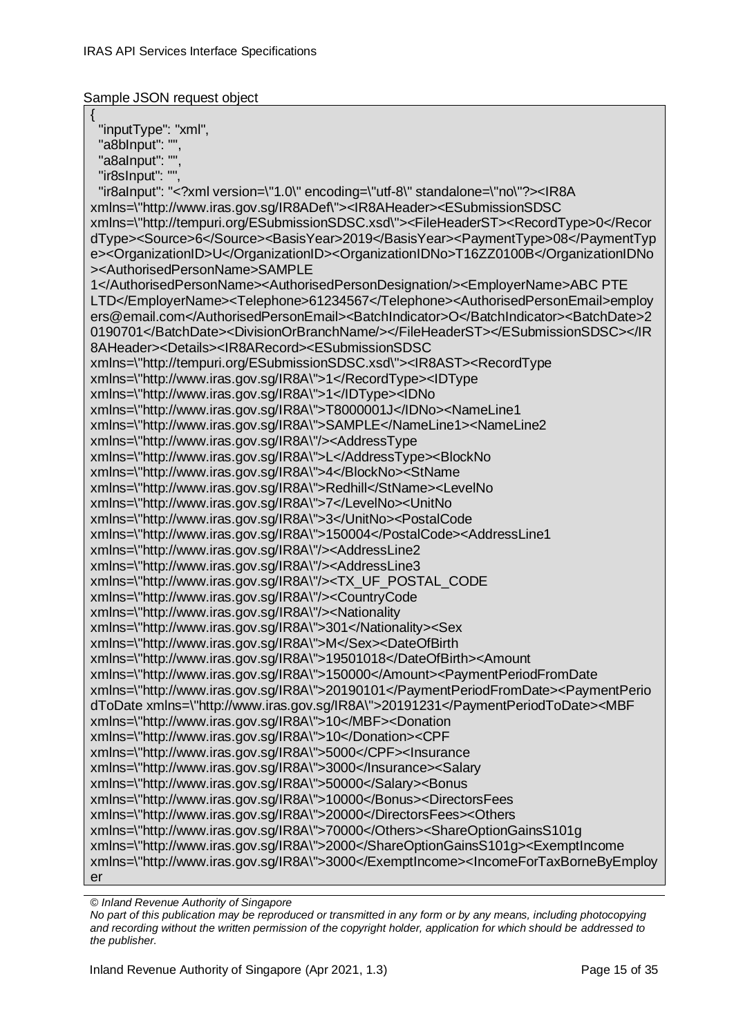Sample JSON request object

```
{
  "inputType": "xml",
  "a8bInput": "",
  "a8aInput": "",
  "ir8sInput": "",
  "ir8aInput": "<?xml version=\"1.0\" encoding=\"utf-8\" standalone=\"no\"?><IR8A
xmlns=\"http://www.iras.gov.sg/IR8ADef\"><IR8AHeader><ESubmissionSDSC
xmlns=\"http://tempuri.org/ESubmissionSDSC.xsd\"><FileHeaderST><RecordType>0</Recor
dType><Source>6</Source><BasisYear>2019</BasisYear><PaymentType>08</PaymentTyp
e><OrganizationID>U</OrganizationID><OrganizationIDNo>T16ZZ0100B</OrganizationIDNo
><AuthorisedPersonName>SAMPLE
1</AuthorisedPersonName><AuthorisedPersonDesignation/><EmployerName>ABC PTE
LTD</EmployerName><Telephone>61234567</Telephone><AuthorisedPersonEmail>employ
ers@email.com</AuthorisedPersonEmail><BatchIndicator>O</BatchIndicator><BatchDate>2
0190701</BatchDate><DivisionOrBranchName/></FileHeaderST></ESubmissionSDSC></IR
8AHeader><Details><IR8ARecord><ESubmissionSDSC
xmlns=\"http://tempuri.org/ESubmissionSDSC.xsd\"><IR8AST><RecordType
xmlns=\"http://www.iras.gov.sg/IR8A\">1</RecordType><IDType
xmlns=\"http://www.iras.gov.sg/IR8A\">1</IDType><IDNo
xmlns=\"http://www.iras.gov.sg/IR8A\">T8000001J</IDNo><NameLine1
xmlns=\"http://www.iras.gov.sg/IR8A\">SAMPLE</NameLine1><NameLine2
xmlns=\"http://www.iras.gov.sg/IR8A\"/><AddressType
xmlns=\"http://www.iras.gov.sg/IR8A\">L</AddressType><BlockNo
xmlns=\"http://www.iras.gov.sg/IR8A\">4</BlockNo><StName
xmlns=\"http://www.iras.gov.sg/IR8A\">Redhill</StName><LevelNo
xmlns=\"http://www.iras.gov.sg/IR8A\">7</LevelNo><UnitNo
xmlns=\"http://www.iras.gov.sg/IR8A\">3</UnitNo><PostalCode
xmlns=\"http://www.iras.gov.sg/IR8A\">150004</PostalCode><AddressLine1
xmlns=\"http://www.iras.gov.sg/IR8A\"/><AddressLine2
xmlns=\"http://www.iras.gov.sg/IR8A\"/><AddressLine3
xmlns=\"http://www.iras.gov.sg/IR8A\"/><TX_UF_POSTAL_CODE
xmlns=\"http://www.iras.gov.sg/IR8A\"/><CountryCode
xmlns=\"http://www.iras.gov.sg/IR8A\"/><Nationality
xmlns=\"http://www.iras.gov.sg/IR8A\">301</Nationality><Sex
xmlns=\"http://www.iras.gov.sg/IR8A\">M</Sex><DateOfBirth
xmlns=\"http://www.iras.gov.sg/IR8A\">19501018</DateOfBirth><Amount
xmlns=\"http://www.iras.gov.sg/IR8A\">150000</Amount><PaymentPeriodFromDate
xmlns=\"http://www.iras.gov.sg/IR8A\">20190101</PaymentPeriodFromDate><PaymentPerio
dToDate xmlns=\"http://www.iras.gov.sg/IR8A\">20191231</PaymentPeriodToDate><MBF
xmlns=\"http://www.iras.gov.sg/IR8A\">10</MBF><Donation
xmlns=\"http://www.iras.gov.sg/IR8A\">10</Donation><CPF
xmlns=\"http://www.iras.gov.sg/IR8A\">5000</CPF><Insurance
xmlns=\"http://www.iras.gov.sg/IR8A\">3000</Insurance><Salary
xmlns=\"http://www.iras.gov.sg/IR8A\">50000</Salary><Bonus
xmlns=\"http://www.iras.gov.sg/IR8A\">10000</Bonus><DirectorsFees
xmlns=\"http://www.iras.gov.sg/IR8A\">20000</DirectorsFees><Others
xmlns=\"http://www.iras.gov.sg/IR8A\">70000</Others><ShareOptionGainsS101g
xmlns=\"http://www.iras.gov.sg/IR8A\">2000</ShareOptionGainsS101g><ExemptIncome
xmlns=\"http://www.iras.gov.sg/IR8A\">3000</ExemptIncome><IncomeForTaxBorneByEmploy
er
```

*© Inland Revenue Authority of Singapore*

*No part of this publication may be reproduced or transmitted in any form or by any means, including photocopying and recording without the written permission of the copyright holder, application for which should be addressed to the publisher.*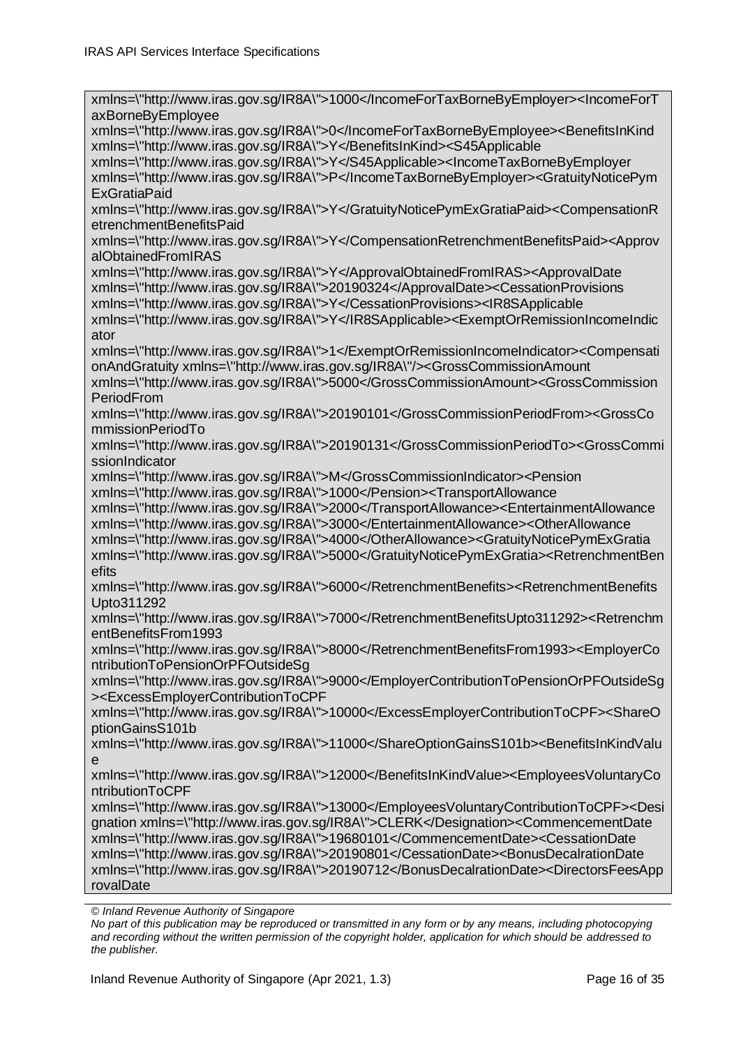```
xmlns=\"http://www.iras.gov.sg/IR8A\">1000</IncomeForTaxBorneByEmployer><IncomeForTaxBorneByEmployee
xmlns=\"http://www.iras.gov.sg/IR8A\">0</IncomeForTaxBorneByEmployee><BenefitsInKind
xmlns=\"http://www.iras.gov.sg/IR8A\">Y</BenefitsInKind><S45Applicable
xmlns=\"http://www.iras.gov.sg/IR8A\">Y</S45Applicable><IncomeTaxBorneByEmployer
xmlns=\"http://www.iras.gov.sg/IR8A\">P</IncomeTaxBorneByEmployer><GratuityNoticePymExGratiaPaid
xmlns=\"http://www.iras.gov.sg/IR8A\">Y</GratuityNoticePymExGratiaPaid><CompensationRetrenchmentBenefitsPaid
xmlns=\"http://www.iras.gov.sg/IR8A\">Y</CompensationRetrenchmentBenefitsPaid><ApprovalObtainedFromIRAS
xmlns=\"http://www.iras.gov.sg/IR8A\">Y</ApprovalObtainedFromIRAS><ApprovalDate
xmlns=\"http://www.iras.gov.sg/IR8A\">20190324</ApprovalDate><CessationProvisions
xmlns=\"http://www.iras.gov.sg/IR8A\">Y</CessationProvisions><IR8SApplicable
xmlns=\"http://www.iras.gov.sg/IR8A\">Y</IR8SApplicable><ExemptOrRemissionIncomeIndicator
xmlns=\"http://www.iras.gov.sg/IR8A\">1</ExemptOrRemissionIncomeIndicator><CompensationAndGratuity xmlns=\"http://www.iras.gov.sg/IR8A\"/><GrossCommissionAmount
xmlns=\"http://www.iras.gov.sg/IR8A\">5000</GrossCommissionAmount><GrossCommissionPeriodFrom
xmlns=\"http://www.iras.gov.sg/IR8A\">20190101</GrossCommissionPeriodFrom><GrossCommissionPeriodTo
xmlns=\"http://www.iras.gov.sg/IR8A\">20190131</GrossCommissionPeriodTo><GrossCommissionIndicator
xmlns=\"http://www.iras.gov.sg/IR8A\">M</GrossCommissionIndicator><Pension
xmlns=\"http://www.iras.gov.sg/IR8A\">1000</Pension><TransportAllowance
xmlns=\"http://www.iras.gov.sg/IR8A\">2000</TransportAllowance><EntertainmentAllowance
xmlns=\"http://www.iras.gov.sg/IR8A\">3000</EntertainmentAllowance><OtherAllowance
xmlns=\"http://www.iras.gov.sg/IR8A\">4000</OtherAllowance><GratuityNoticePymExGratia
xmlns=\"http://www.iras.gov.sg/IR8A\">5000</GratuityNoticePymExGratia><RetrenchmentBenefits
xmlns=\"http://www.iras.gov.sg/IR8A\">6000</RetrenchmentBenefits><RetrenchmentBenefitsUpto311292
xmlns=\"http://www.iras.gov.sg/IR8A\">7000</RetrenchmentBenefitsUpto311292><RetrenchmentBenefitsFrom1993
xmlns=\"http://www.iras.gov.sg/IR8A\">8000</RetrenchmentBenefitsFrom1993><EmployerContributionToPensionOrPFOutsideSg
xmlns=\"http://www.iras.gov.sg/IR8A\">9000</EmployerContributionToPensionOrPFOutsideSg><ExcessEmployerContributionToCPF
xmlns=\"http://www.iras.gov.sg/IR8A\">10000</ExcessEmployerContributionToCPF><ShareOptionGainsS101b
xmlns=\"http://www.iras.gov.sg/IR8A\">11000</ShareOptionGainsS101b><BenefitsInKindValue
xmlns=\"http://www.iras.gov.sg/IR8A\">12000</BenefitsInKindValue><EmployeesVoluntaryContributionToCPF
xmlns=\"http://www.iras.gov.sg/IR8A\">13000</EmployeesVoluntaryContributionToCPF><Designation xmlns=\"http://www.iras.gov.sg/IR8A\">CLERK</Designation><CommencementDate
xmlns=\"http://www.iras.gov.sg/IR8A\">19680101</CommencementDate><CessationDate
xmlns=\"http://www.iras.gov.sg/IR8A\">20190801</CessationDate><BonusDecalrationDate
xmlns=\"http://www.iras.gov.sg/IR8A\">20190712</BonusDecalrationDate><DirectorsFeesApprovalDate
```

*© Inland Revenue Authority of Singapore*

*No part of this publication may be reproduced or transmitted in any form or by any means, including photocopying and recording without the written permission of the copyright holder, application for which should be addressed to the publisher.*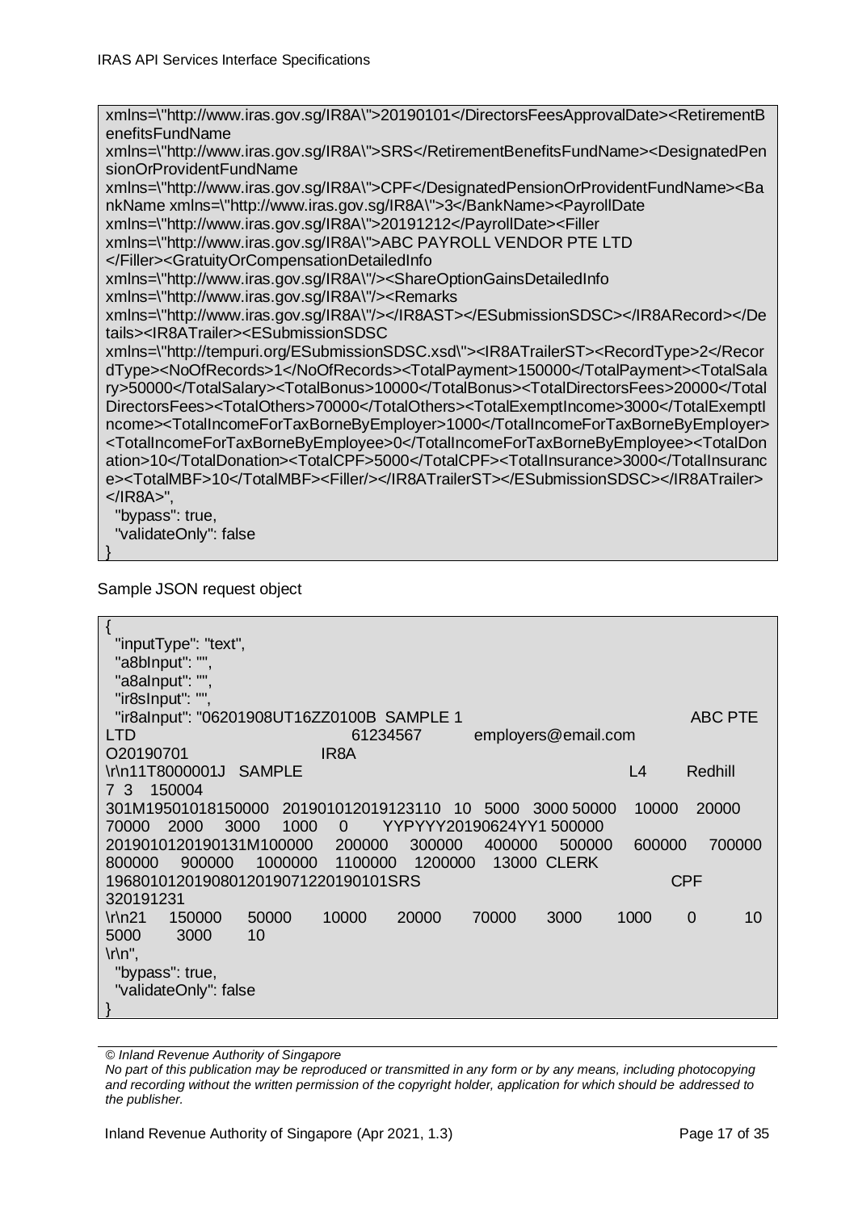```
xmlns=\"http://www.iras.gov.sg/IR8A\">20190101</DirectorsFeesApprovalDate><RetirementB
enefitsFundName
xmlns=\"http://www.iras.gov.sg/IR8A\">SRS</RetirementBenefitsFundName><DesignatedPen
sionOrProvidentFundName
xmlns=\"http://www.iras.gov.sg/IR8A\">CPF</DesignatedPensionOrProvidentFundName><Ba
nkName xmlns=\"http://www.iras.gov.sg/IR8A\">3</BankName><PayrollDate
xmlns=\"http://www.iras.gov.sg/IR8A\">20191212</PayrollDate><Filler
xmlns=\"http://www.iras.gov.sg/IR8A\">ABC PAYROLL VENDOR PTE LTD
</Filler><GratuityOrCompensationDetailedInfo
xmlns=\"http://www.iras.gov.sg/IR8A\"/><ShareOptionGainsDetailedInfo
xmlns=\"http://www.iras.gov.sg/IR8A\"/><Remarks
xmlns=\"http://www.iras.gov.sg/IR8A\"/></IR8AST></ESubmissionSDSC></IR8ARecord></De
tails><IR8ATrailer><ESubmissionSDSC
xmlns=\"http://tempuri.org/ESubmissionSDSC.xsd\"><IR8ATrailerST><RecordType>2</Recor
dType><NoOfRecords>1</NoOfRecords><TotalPayment>150000</TotalPayment><TotalSala
ry>50000</TotalSalary><TotalBonus>10000</TotalBonus><TotalDirectorsFees>20000</Total
DirectorsFees><TotalOthers>70000</TotalOthers><TotalExemptIncome>3000</TotalExemptI
ncome><TotalIncomeForTaxBorneByEmployer>1000</TotalIncomeForTaxBorneByEmployer>
<TotalIncomeForTaxBorneByEmployee>0</TotalIncomeForTaxBorneByEmployee><TotalDon
ation>10</TotalDonation><TotalCPF>5000</TotalCPF><TotalInsurance>3000</TotalInsuranc
e><TotalMBF>10</TotalMBF><Filler/></IR8ATrailerST></ESubmissionSDSC></IR8ATrailer>
</IR8A>",
  "bypass": true,
  "validateOnly": false
}
```

Sample JSON request object

```
{
  "inputType": "text",
  "a8bInput": "",
  "a8aInput": "",
  "ir8sInput": "",
  "ir8aInput": "06201908UT16ZZ0100B SAMPLE 1                                    ABC PTE
LTD                              61234567        employers@email.com
O20190701                 IR8A
\r\n11T8000001J  SAMPLE                                                   L4      Redhill
7 3   150004
301M19501018150000  201901012019123110  10  5000  3000 50000    10000    20000
70000   2000    3000    1000    0      YYPYYY20190624YY1 500000
2019010120190131M100000    200000    300000    400000    500000    600000    700000
800000    900000    1000000   1100000   1200000    13000  CLERK
196801012019080120190712 20190101SRS                                      CPF
320191231
\r\n21    150000    50000     10000     20000     70000     3000      1000      0         10
5000      3000      10
\r\n",
  "bypass": true,
  "validateOnly": false
}
```

*© Inland Revenue Authority of Singapore*

*No part of this publication may be reproduced or transmitted in any form or by any means, including photocopying and recording without the written permission of the copyright holder, application for which should be addressed to the publisher.*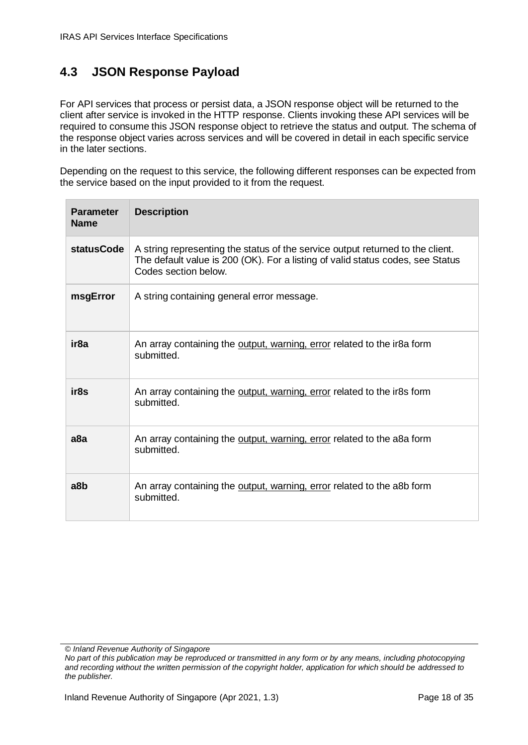## 4.3 JSON Response Payload

For API services that process or persist data, a JSON response object will be returned to the client after service is invoked in the HTTP response. Clients invoking these API services will be required to consume this JSON response object to retrieve the status and output. The schema of the response object varies across services and will be covered in detail in each specific service in the later sections.

Depending on the request to this service, the following different responses can be expected from the service based on the input provided to it from the request.

| Parameter Name | Description |
|---|---|
| **statusCode** | A string representing the status of the service output returned to the client. The default value is 200 (OK). For a listing of valid status codes, see Status Codes section below. |
| **msgError** | A string containing general error message. |
| **ir8a** | An array containing the output, warning, error related to the ir8a form submitted. |
| **ir8s** | An array containing the output, warning, error related to the ir8s form submitted. |
| **a8a** | An array containing the output, warning, error related to the a8a form submitted. |
| **a8b** | An array containing the output, warning, error related to the a8b form submitted. |

*© Inland Revenue Authority of Singapore*
*No part of this publication may be reproduced or transmitted in any form or by any means, including photocopying and recording without the written permission of the copyright holder, application for which should be addressed to the publisher.*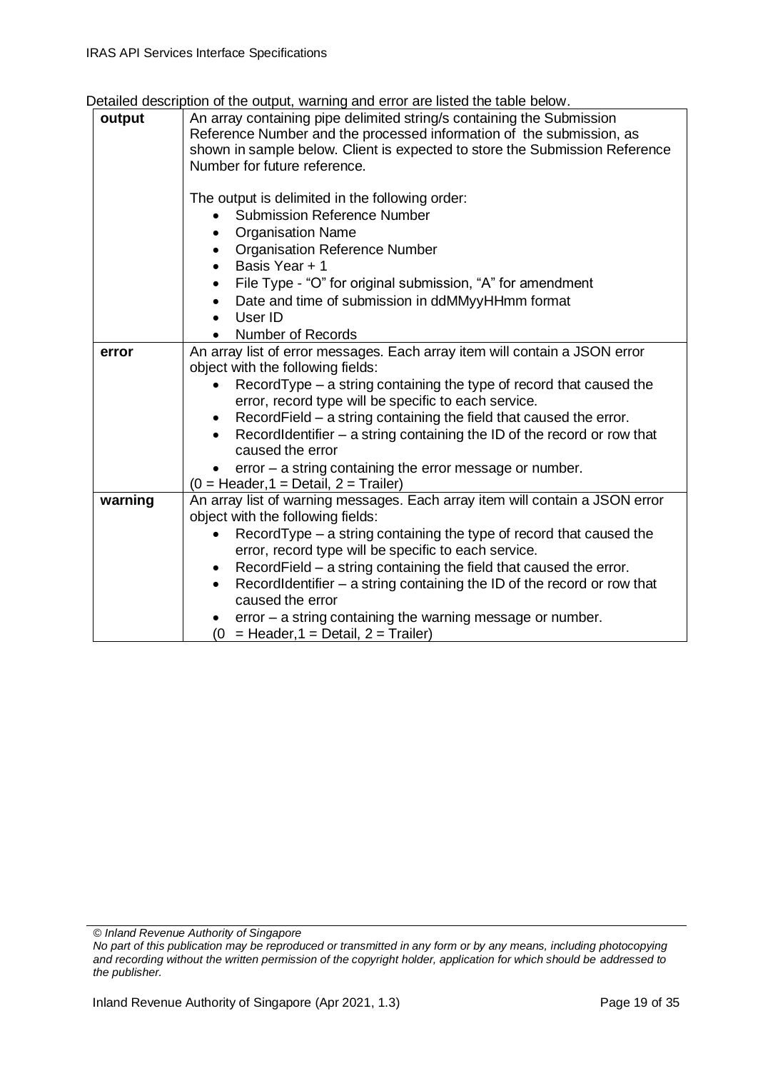Detailed description of the output, warning and error are listed the table below.

| | |
|---|---|
| **output** | An array containing pipe delimited string/s containing the Submission Reference Number and the processed information of the submission, as shown in sample below. Client is expected to store the Submission Reference Number for future reference.<br><br>The output is delimited in the following order:<br>• Submission Reference Number<br>• Organisation Name<br>• Organisation Reference Number<br>• Basis Year + 1<br>• File Type - "O" for original submission, "A" for amendment<br>• Date and time of submission in ddMMyyHHmm format<br>• User ID<br>• Number of Records |
| **error** | An array list of error messages. Each array item will contain a JSON error object with the following fields:<br>• RecordType – a string containing the type of record that caused the error, record type will be specific to each service.<br>• RecordField – a string containing the field that caused the error.<br>• RecordIdentifier – a string containing the ID of the record or row that caused the error<br>• error – a string containing the error message or number.<br>(0 = Header,1 = Detail, 2 = Trailer) |
| **warning** | An array list of warning messages. Each array item will contain a JSON error object with the following fields:<br>• RecordType – a string containing the type of record that caused the error, record type will be specific to each service.<br>• RecordField – a string containing the field that caused the error.<br>• RecordIdentifier – a string containing the ID of the record or row that caused the error<br>• error – a string containing the warning message or number.<br>(0 = Header,1 = Detail, 2 = Trailer) |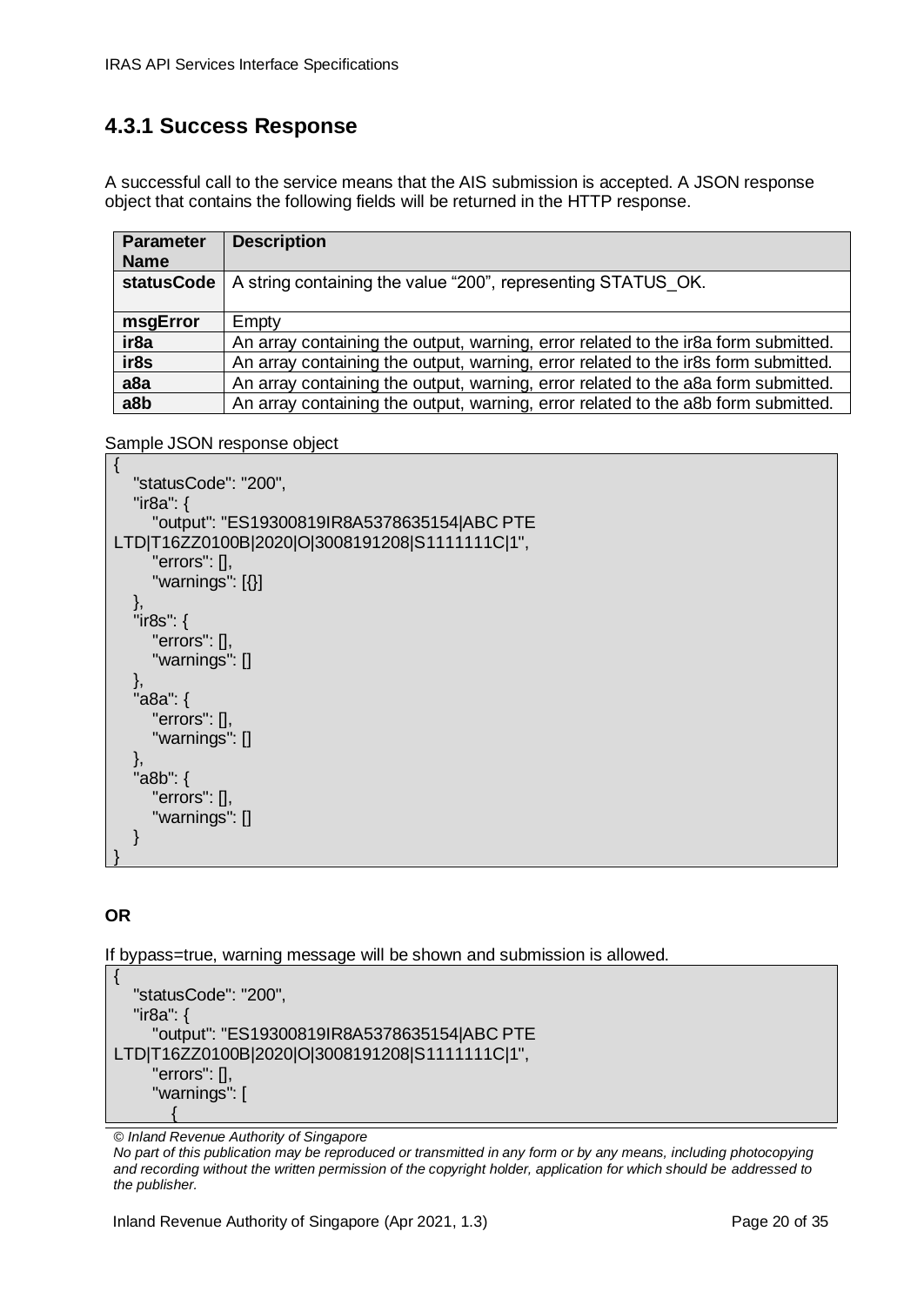## 4.3.1 Success Response

A successful call to the service means that the AIS submission is accepted. A JSON response object that contains the following fields will be returned in the HTTP response.

| Parameter Name | Description |
|---|---|
| **statusCode** | A string containing the value "200", representing STATUS_OK. |
| **msgError** | Empty |
| **ir8a** | An array containing the output, warning, error related to the ir8a form submitted. |
| **ir8s** | An array containing the output, warning, error related to the ir8s form submitted. |
| **a8a** | An array containing the output, warning, error related to the a8a form submitted. |
| **a8b** | An array containing the output, warning, error related to the a8b form submitted. |

Sample JSON response object

```
{
   "statusCode": "200",
   "ir8a": {
      "output": "ES19300819IR8A5378635154|ABC PTE LTD|T16ZZ0100B|2020|O|3008191208|S1111111C|1",
      "errors": [],
      "warnings": [{}]
   },
   "ir8s": {
      "errors": [],
      "warnings": []
   },
   "a8a": {
      "errors": [],
      "warnings": []
   },
   "a8b": {
      "errors": [],
      "warnings": []
   }
}
```

**OR**

If bypass=true, warning message will be shown and submission is allowed.

```
{
   "statusCode": "200",
   "ir8a": {
      "output": "ES19300819IR8A5378635154|ABC PTE LTD|T16ZZ0100B|2020|O|3008191208|S1111111C|1",
      "errors": [],
      "warnings": [
         {
```

*© Inland Revenue Authority of Singapore*

*No part of this publication may be reproduced or transmitted in any form or by any means, including photocopying and recording without the written permission of the copyright holder, application for which should be addressed to the publisher.*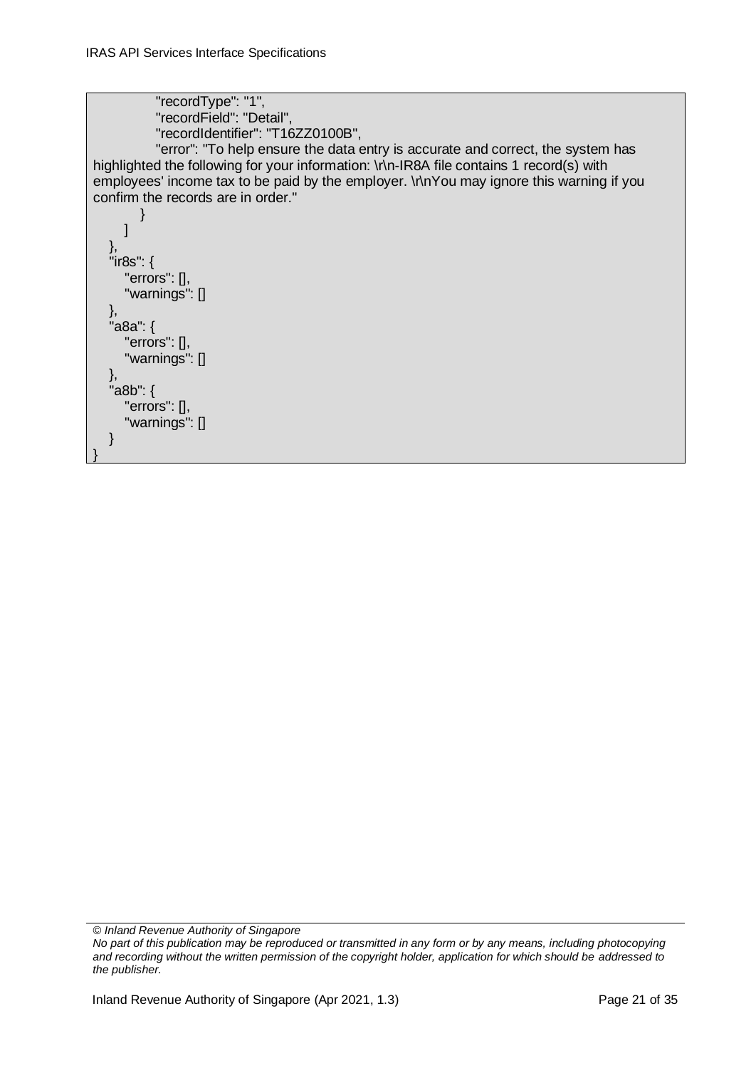```
            "recordType": "1",
            "recordField": "Detail",
            "recordIdentifier": "T16ZZ0100B",
            "error": "To help ensure the data entry is accurate and correct, the system has highlighted the following for your information: \r\n-IR8A file contains 1 record(s) with employees' income tax to be paid by the employer. \r\nYou may ignore this warning if you confirm the records are in order."
        }
      ]
   },
   "ir8s": {
      "errors": [],
      "warnings": []
   },
   "a8a": {
      "errors": [],
      "warnings": []
   },
   "a8b": {
      "errors": [],
      "warnings": []
   }
}
```

*© Inland Revenue Authority of Singapore*
*No part of this publication may be reproduced or transmitted in any form or by any means, including photocopying and recording without the written permission of the copyright holder, application for which should be addressed to the publisher.*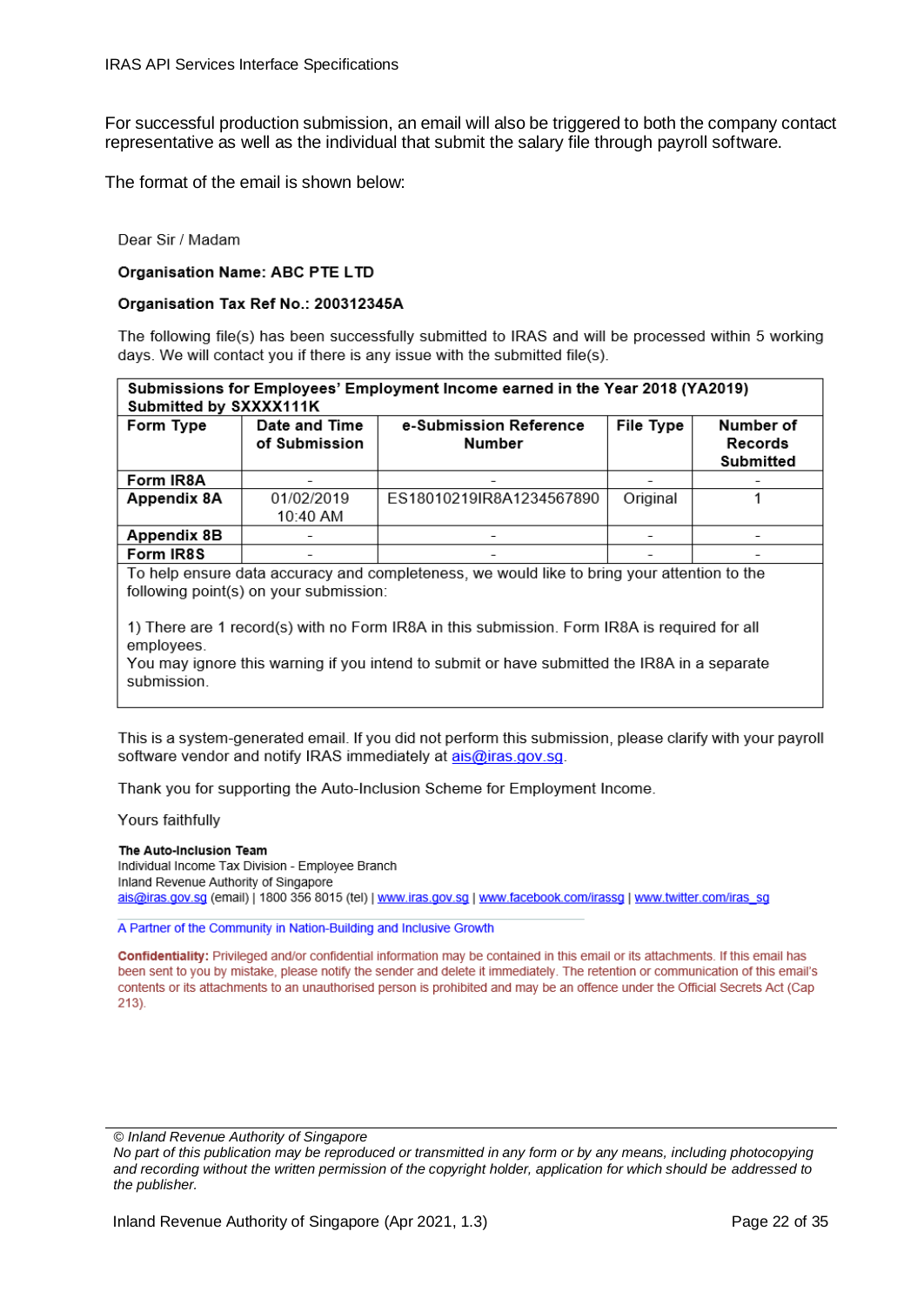For successful production submission, an email will also be triggered to both the company contact representative as well as the individual that submit the salary file through payroll software.

The format of the email is shown below:

Dear Sir / Madam

**Organisation Name: ABC PTE LTD**

**Organisation Tax Ref No.: 200312345A**

The following file(s) has been successfully submitted to IRAS and will be processed within 5 working days. We will contact you if there is any issue with the submitted file(s).

| **Submissions for Employees' Employment Income earned in the Year 2018 (YA2019) Submitted by SXXXX111K** | | | | |
|---|---|---|---|---|
| **Form Type** | **Date and Time of Submission** | **e-Submission Reference Number** | **File Type** | **Number of Records Submitted** |
| **Form IR8A** | - | - | - | - |
| **Appendix 8A** | 01/02/2019 10:40 AM | ES18010219IR8A1234567890 | Original | 1 |
| **Appendix 8B** | - | - | - | - |
| **Form IR8S** | - | - | - | - |
| To help ensure data accuracy and completeness, we would like to bring your attention to the following point(s) on your submission:<br><br>1) There are 1 record(s) with no Form IR8A in this submission. Form IR8A is required for all employees.<br>You may ignore this warning if you intend to submit or have submitted the IR8A in a separate submission. | | | | |

This is a system-generated email. If you did not perform this submission, please clarify with your payroll software vendor and notify IRAS immediately at ais@iras.gov.sg.

Thank you for supporting the Auto-Inclusion Scheme for Employment Income.

Yours faithfully

**The Auto-Inclusion Team**
Individual Income Tax Division - Employee Branch
Inland Revenue Authority of Singapore
ais@iras.gov.sg (email) | 1800 356 8015 (tel) | www.iras.gov.sg | www.facebook.com/irassg | www.twitter.com/iras_sg

A Partner of the Community in Nation-Building and Inclusive Growth

**Confidentiality:** Privileged and/or confidential information may be contained in this email or its attachments. If this email has been sent to you by mistake, please notify the sender and delete it immediately. The retention or communication of this email's contents or its attachments to an unauthorised person is prohibited and may be an offence under the Official Secrets Act (Cap 213).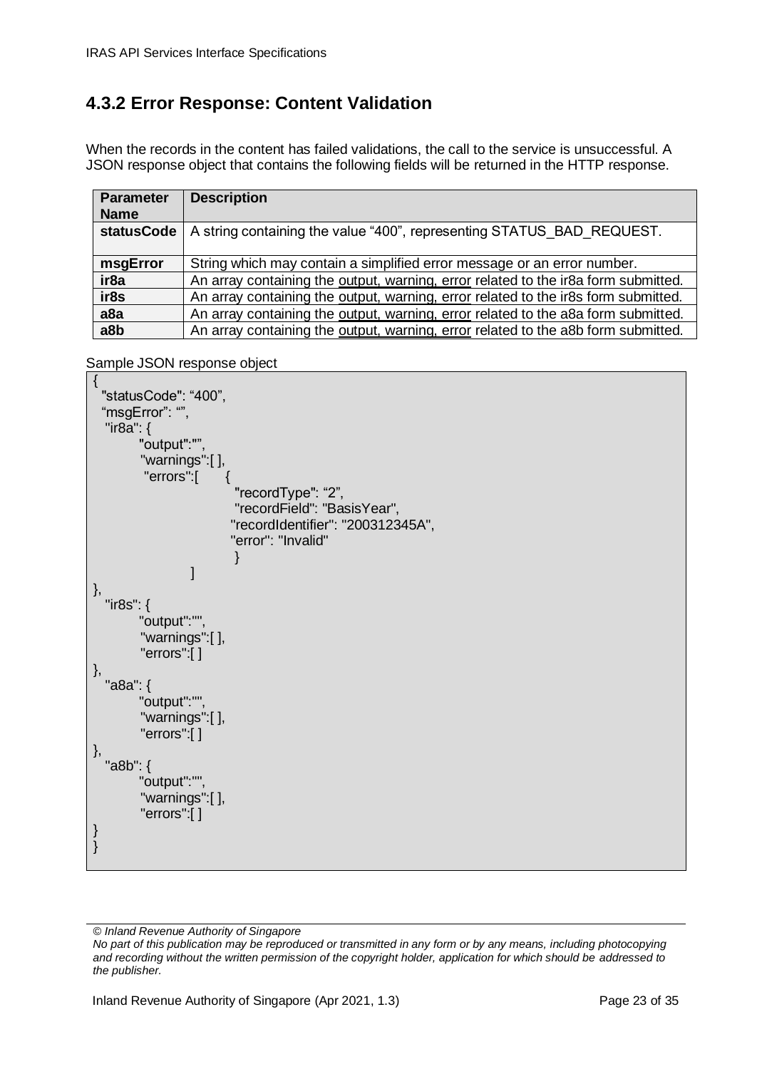## 4.3.2 Error Response: Content Validation

When the records in the content has failed validations, the call to the service is unsuccessful. A JSON response object that contains the following fields will be returned in the HTTP response.

| Parameter Name | Description |
| --- | --- |
| **statusCode** | A string containing the value "400", representing STATUS_BAD_REQUEST. |
| **msgError** | String which may contain a simplified error message or an error number. |
| **ir8a** | An array containing the output, warning, error related to the ir8a form submitted. |
| **ir8s** | An array containing the output, warning, error related to the ir8s form submitted. |
| **a8a** | An array containing the output, warning, error related to the a8a form submitted. |
| **a8b** | An array containing the output, warning, error related to the a8b form submitted. |

Sample JSON response object

```
{
  "statusCode": "400",
  "msgError": "",
   "ir8a": {
         "output":"",
         "warnings":[ ],
          "errors":[      {
                          "recordType": "2",
                          "recordField": "BasisYear",
                         "recordIdentifier": "200312345A",
                         "error": "Invalid"
                          }
                  ]
},
   "ir8s": {
         "output":"",
         "warnings":[ ],
         "errors":[ ]
},
   "a8a": {
         "output":"",
         "warnings":[ ],
         "errors":[ ]
},
   "a8b": {
         "output":"",
         "warnings":[ ],
         "errors":[ ]
}
}
```

*© Inland Revenue Authority of Singapore*
*No part of this publication may be reproduced or transmitted in any form or by any means, including photocopying and recording without the written permission of the copyright holder, application for which should be addressed to the publisher.*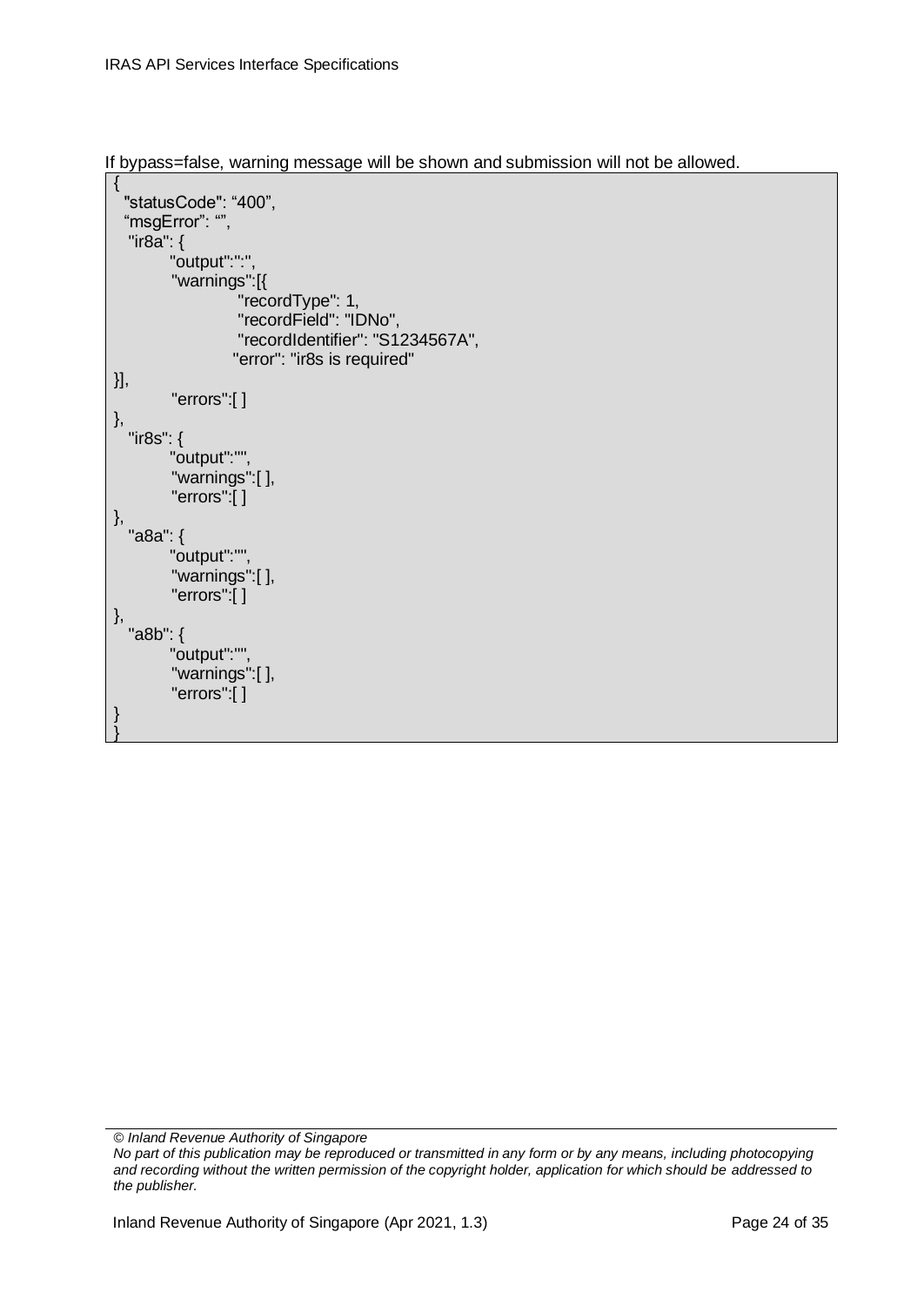If bypass=false, warning message will be shown and submission will not be allowed.

```
{
  "statusCode": "400",
  "msgError": "",
   "ir8a": {
          "output":":",
          "warnings":[{
                    "recordType": 1,
                    "recordField": "IDNo",
                    "recordIdentifier": "S1234567A",
                   "error": "ir8s is required"
}],
          "errors":[ ]
},
   "ir8s": {
          "output":"",
          "warnings":[ ],
          "errors":[ ]
},
   "a8a": {
          "output":"",
          "warnings":[ ],
          "errors":[ ]
},
   "a8b": {
          "output":"",
          "warnings":[ ],
          "errors":[ ]
}
}
```

*© Inland Revenue Authority of Singapore*
*No part of this publication may be reproduced or transmitted in any form or by any means, including photocopying and recording without the written permission of the copyright holder, application for which should be addressed to the publisher.*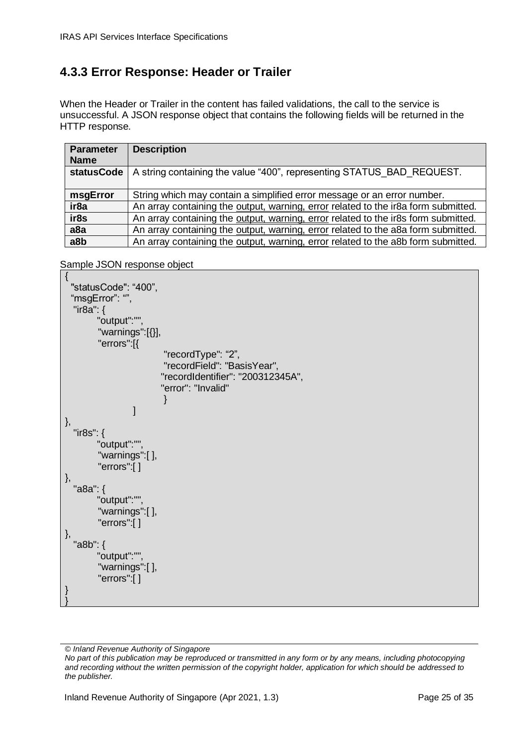## 4.3.3 Error Response: Header or Trailer

When the Header or Trailer in the content has failed validations, the call to the service is unsuccessful. A JSON response object that contains the following fields will be returned in the HTTP response.

| Parameter Name | Description |
|---|---|
| **statusCode** | A string containing the value "400", representing STATUS_BAD_REQUEST. |
| **msgError** | String which may contain a simplified error message or an error number. |
| **ir8a** | An array containing the output, warning, error related to the ir8a form submitted. |
| **ir8s** | An array containing the output, warning, error related to the ir8s form submitted. |
| **a8a** | An array containing the output, warning, error related to the a8a form submitted. |
| **a8b** | An array containing the output, warning, error related to the a8b form submitted. |

Sample JSON response object

```
{
  "statusCode": "400",
  "msgError": "",
   "ir8a": {
         "output":"",
         "warnings":[{}],
         "errors":[{
                          "recordType": "2",
                          "recordField": "BasisYear",
                         "recordIdentifier": "200312345A",
                         "error": "Invalid"
                          }
                   ]
},
   "ir8s": {
         "output":"",
         "warnings":[ ],
         "errors":[ ]
},
   "a8a": {
         "output":"",
         "warnings":[ ],
         "errors":[ ]
},
   "a8b": {
         "output":"",
         "warnings":[ ],
         "errors":[ ]
}
}
```

*© Inland Revenue Authority of Singapore*
*No part of this publication may be reproduced or transmitted in any form or by any means, including photocopying and recording without the written permission of the copyright holder, application for which should be addressed to the publisher.*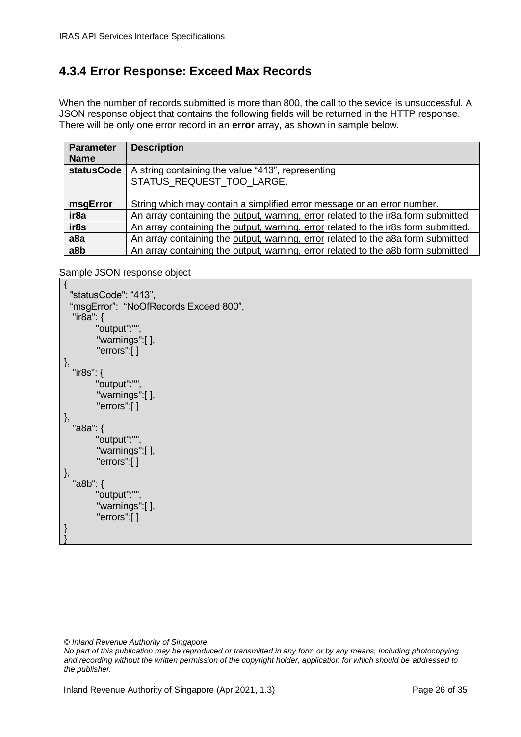## 4.3.4 Error Response: Exceed Max Records

When the number of records submitted is more than 800, the call to the sevice is unsuccessful. A JSON response object that contains the following fields will be returned in the HTTP response. There will be only one error record in an **error** array, as shown in sample below.

| Parameter Name | Description |
|---|---|
| **statusCode** | A string containing the value "413", representing STATUS_REQUEST_TOO_LARGE. |
| **msgError** | String which may contain a simplified error message or an error number. |
| **ir8a** | An array containing the output, warning, error related to the ir8a form submitted. |
| **ir8s** | An array containing the output, warning, error related to the ir8s form submitted. |
| **a8a** | An array containing the output, warning, error related to the a8a form submitted. |
| **a8b** | An array containing the output, warning, error related to the a8b form submitted. |

Sample JSON response object

```
{
  "statusCode": "413",
  "msgError":  "NoOfRecords Exceed 800",
   "ir8a": {
          "output":"",
          "warnings":[ ],
          "errors":[ ]
},
   "ir8s": {
          "output":"",
          "warnings":[ ],
          "errors":[ ]
},
   "a8a": {
          "output":"",
          "warnings":[ ],
          "errors":[ ]
},
   "a8b": {
          "output":"",
          "warnings":[ ],
          "errors":[ ]
}
}
```

*© Inland Revenue Authority of Singapore*
*No part of this publication may be reproduced or transmitted in any form or by any means, including photocopying and recording without the written permission of the copyright holder, application for which should be addressed to the publisher.*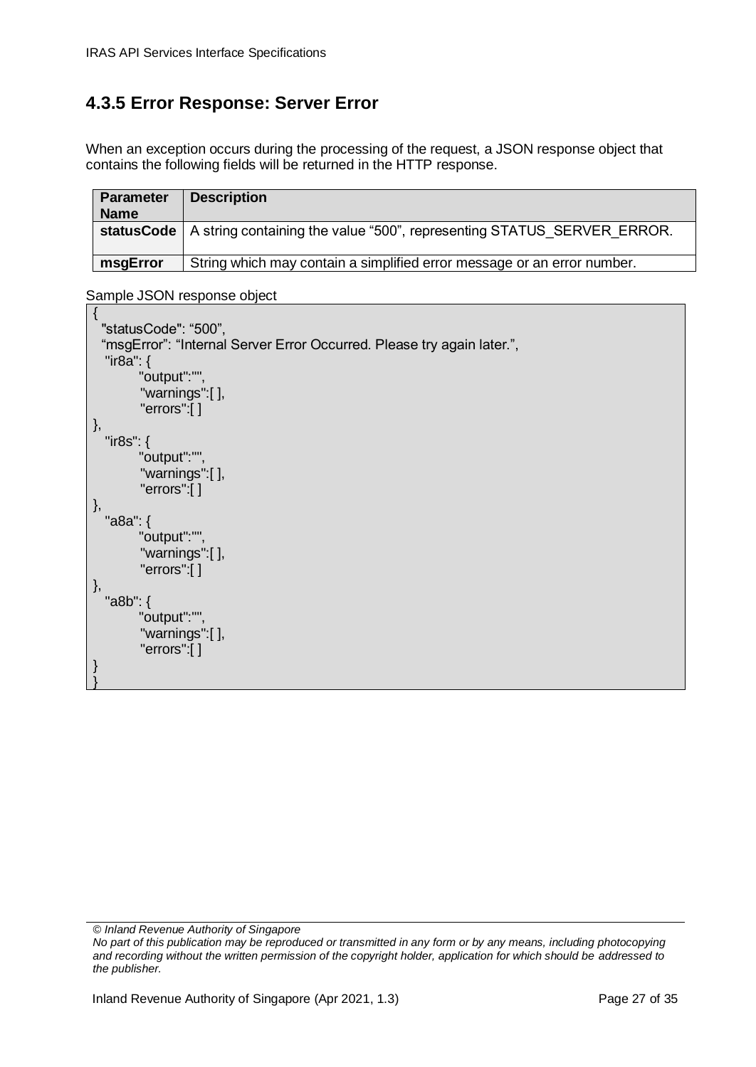## 4.3.5 Error Response: Server Error

When an exception occurs during the processing of the request, a JSON response object that contains the following fields will be returned in the HTTP response.

| Parameter Name | Description |
|---|---|
| **statusCode** | A string containing the value "500", representing STATUS_SERVER_ERROR. |
| **msgError** | String which may contain a simplified error message or an error number. |

Sample JSON response object

```
{
  "statusCode": "500",
  "msgError": "Internal Server Error Occurred. Please try again later.",
   "ir8a": {
         "output":"",
         "warnings":[ ],
         "errors":[ ]
},
   "ir8s": {
         "output":"",
         "warnings":[ ],
         "errors":[ ]
},
   "a8a": {
         "output":"",
         "warnings":[ ],
         "errors":[ ]
},
   "a8b": {
         "output":"",
         "warnings":[ ],
         "errors":[ ]
}
}
```

*© Inland Revenue Authority of Singapore*
*No part of this publication may be reproduced or transmitted in any form or by any means, including photocopying and recording without the written permission of the copyright holder, application for which should be addressed to the publisher.*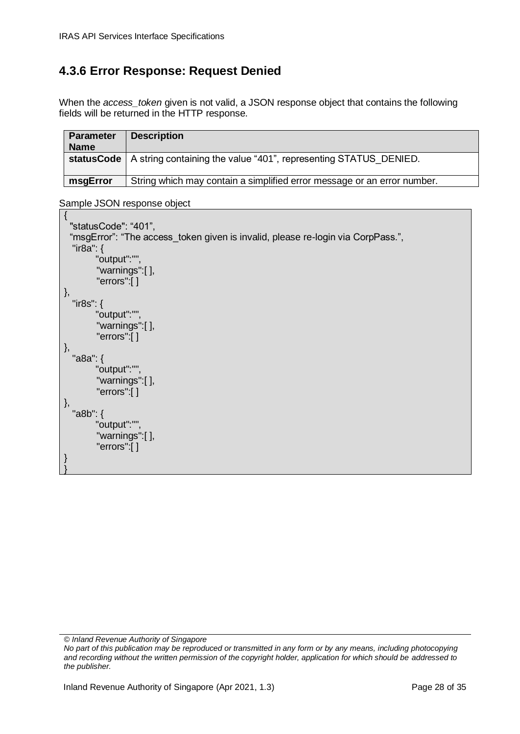## 4.3.6 Error Response: Request Denied

When the *access_token* given is not valid, a JSON response object that contains the following fields will be returned in the HTTP response.

| Parameter Name | Description |
| --- | --- |
| **statusCode** | A string containing the value “401”, representing STATUS_DENIED. |
| **msgError** | String which may contain a simplified error message or an error number. |

Sample JSON response object

```
{
  "statusCode": “401”,
  “msgError”: “The access_token given is invalid, please re-login via CorpPass.”,
   "ir8a": {
          "output":"",
          "warnings":[ ],
          "errors":[ ]
},
   "ir8s": {
          "output":"",
          "warnings":[ ],
          "errors":[ ]
},
   "a8a": {
          "output":"",
          "warnings":[ ],
          "errors":[ ]
},
   "a8b": {
          "output":"",
          "warnings":[ ],
          "errors":[ ]
}
}
```

*© Inland Revenue Authority of Singapore*
*No part of this publication may be reproduced or transmitted in any form or by any means, including photocopying and recording without the written permission of the copyright holder, application for which should be addressed to the publisher.*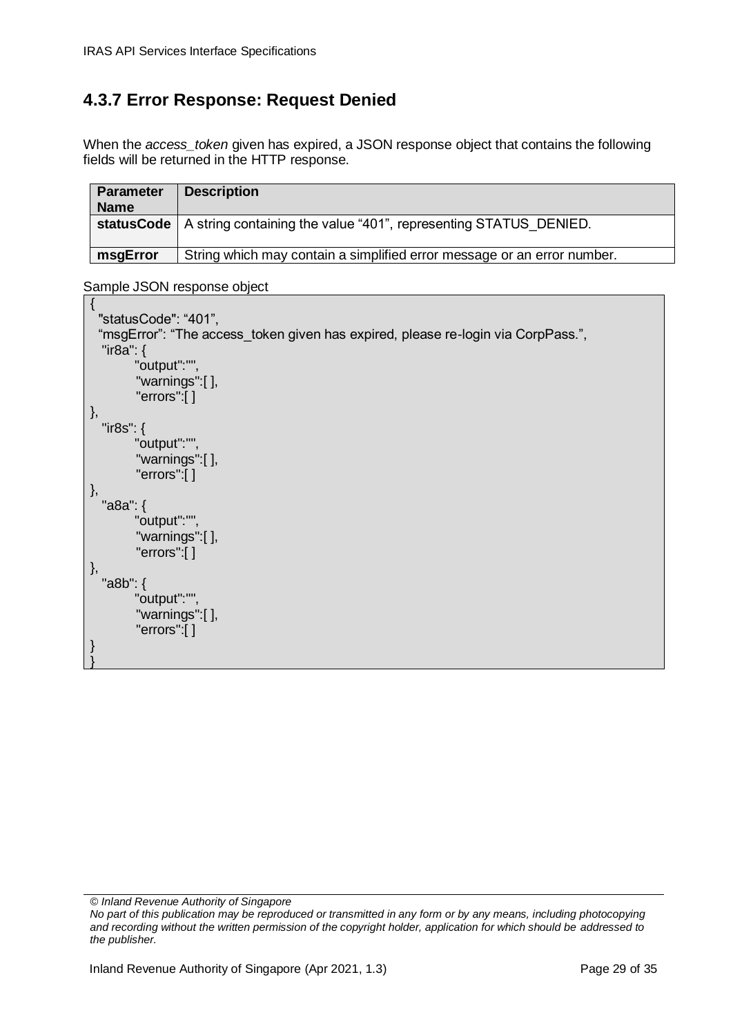## 4.3.7 Error Response: Request Denied

When the *access_token* given has expired, a JSON response object that contains the following fields will be returned in the HTTP response.

| Parameter Name | Description |
| --- | --- |
| **statusCode** | A string containing the value "401", representing STATUS_DENIED. |
| **msgError** | String which may contain a simplified error message or an error number. |

Sample JSON response object

```
{
  "statusCode": "401",
  "msgError": "The access_token given has expired, please re-login via CorpPass.",
   "ir8a": {
         "output":"",
         "warnings":[ ],
         "errors":[ ]
},
   "ir8s": {
         "output":"",
         "warnings":[ ],
         "errors":[ ]
},
   "a8a": {
         "output":"",
         "warnings":[ ],
         "errors":[ ]
},
   "a8b": {
         "output":"",
         "warnings":[ ],
         "errors":[ ]
}
}
```

*© Inland Revenue Authority of Singapore*
*No part of this publication may be reproduced or transmitted in any form or by any means, including photocopying and recording without the written permission of the copyright holder, application for which should be addressed to the publisher.*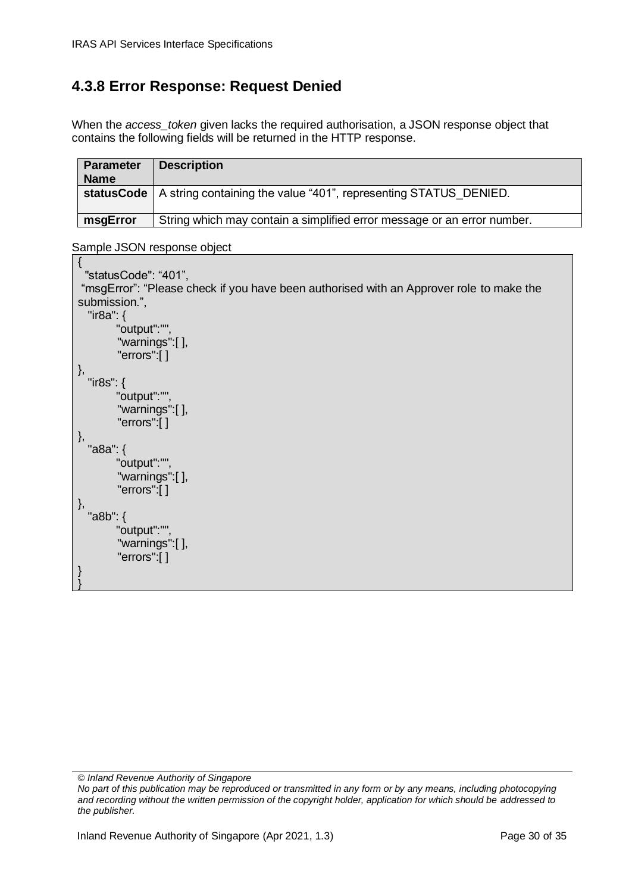## 4.3.8 Error Response: Request Denied

When the *access_token* given lacks the required authorisation, a JSON response object that contains the following fields will be returned in the HTTP response.

| Parameter Name | Description |
| --- | --- |
| **statusCode** | A string containing the value “401”, representing STATUS_DENIED. |
| **msgError** | String which may contain a simplified error message or an error number. |

Sample JSON response object

```
{
  "statusCode": “401”,
 “msgError”: “Please check if you have been authorised with an Approver role to make the submission.”,
   "ir8a": {
         "output":"",
          "warnings":[ ],
          "errors":[ ]
},
   "ir8s": {
         "output":"",
          "warnings":[ ],
          "errors":[ ]
},
   "a8a": {
         "output":"",
          "warnings":[ ],
          "errors":[ ]
},
   "a8b": {
         "output":"",
          "warnings":[ ],
          "errors":[ ]
}
}
```

*© Inland Revenue Authority of Singapore*
*No part of this publication may be reproduced or transmitted in any form or by any means, including photocopying and recording without the written permission of the copyright holder, application for which should be addressed to the publisher.*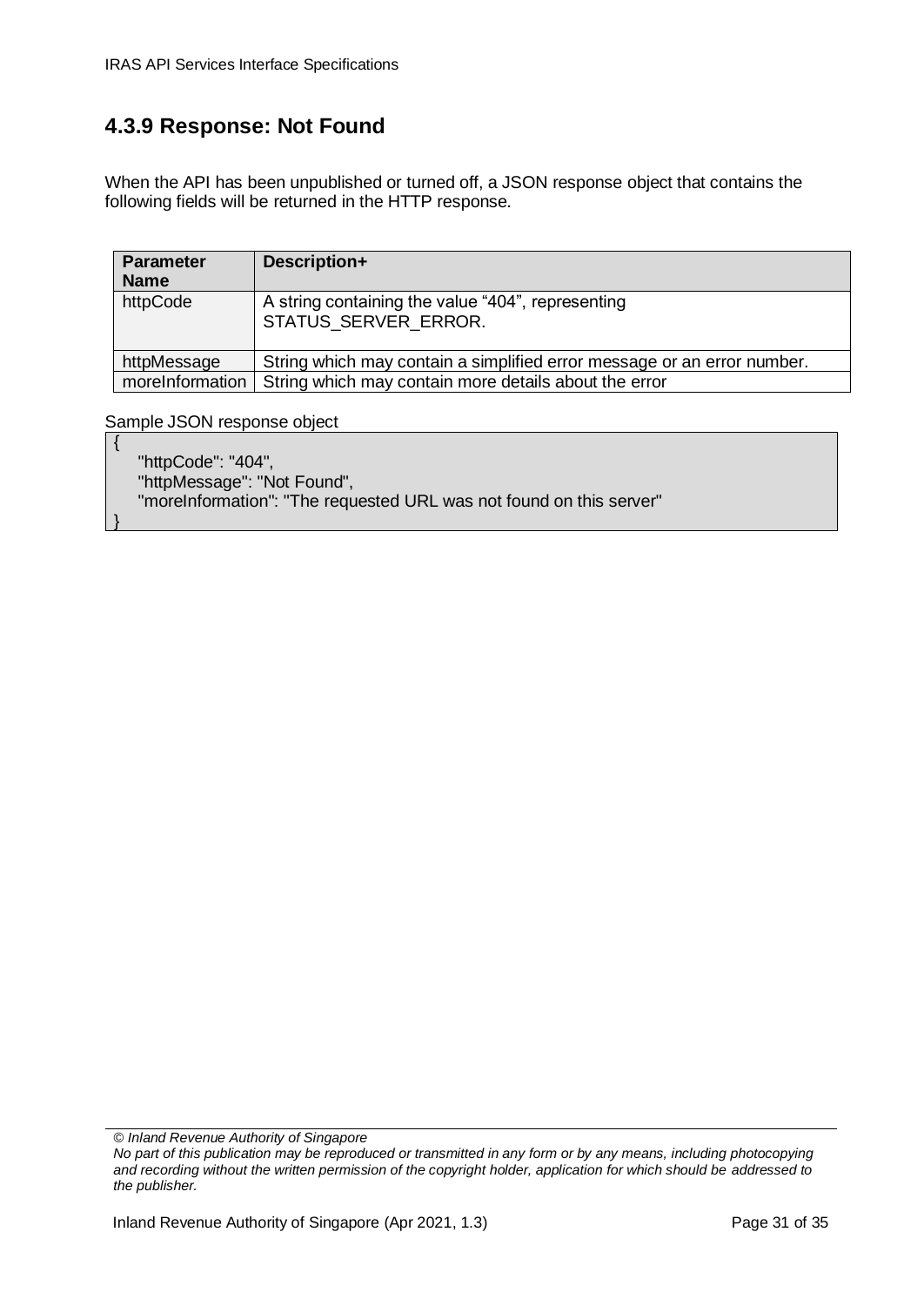## 4.3.9 Response: Not Found

When the API has been unpublished or turned off, a JSON response object that contains the following fields will be returned in the HTTP response.

| Parameter Name | Description+ |
|---|---|
| httpCode | A string containing the value “404”, representing STATUS_SERVER_ERROR. |
| httpMessage | String which may contain a simplified error message or an error number. |
| moreInformation | String which may contain more details about the error |

Sample JSON response object

```
{
    "httpCode": "404",
    "httpMessage": "Not Found",
    "moreInformation": "The requested URL was not found on this server"
}
```

*© Inland Revenue Authority of Singapore*
*No part of this publication may be reproduced or transmitted in any form or by any means, including photocopying and recording without the written permission of the copyright holder, application for which should be addressed to the publisher.*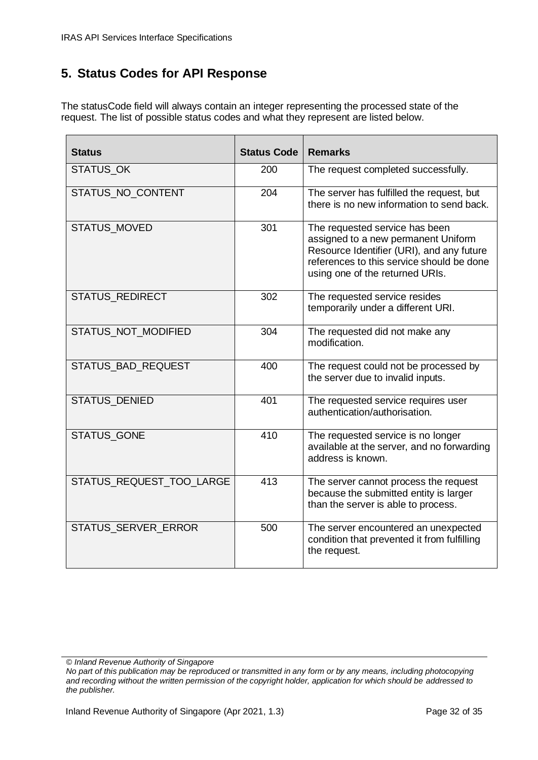## 5. Status Codes for API Response

The statusCode field will always contain an integer representing the processed state of the request. The list of possible status codes and what they represent are listed below.

| Status | Status Code | Remarks |
|---|---|---|
| STATUS_OK | 200 | The request completed successfully. |
| STATUS_NO_CONTENT | 204 | The server has fulfilled the request, but there is no new information to send back. |
| STATUS_MOVED | 301 | The requested service has been assigned to a new permanent Uniform Resource Identifier (URI), and any future references to this service should be done using one of the returned URIs. |
| STATUS_REDIRECT | 302 | The requested service resides temporarily under a different URI. |
| STATUS_NOT_MODIFIED | 304 | The requested did not make any modification. |
| STATUS_BAD_REQUEST | 400 | The request could not be processed by the server due to invalid inputs. |
| STATUS_DENIED | 401 | The requested service requires user authentication/authorisation. |
| STATUS_GONE | 410 | The requested service is no longer available at the server, and no forwarding address is known. |
| STATUS_REQUEST_TOO_LARGE | 413 | The server cannot process the request because the submitted entity is larger than the server is able to process. |
| STATUS_SERVER_ERROR | 500 | The server encountered an unexpected condition that prevented it from fulfilling the request. |

*© Inland Revenue Authority of Singapore*
*No part of this publication may be reproduced or transmitted in any form or by any means, including photocopying and recording without the written permission of the copyright holder, application for which should be addressed to the publisher.*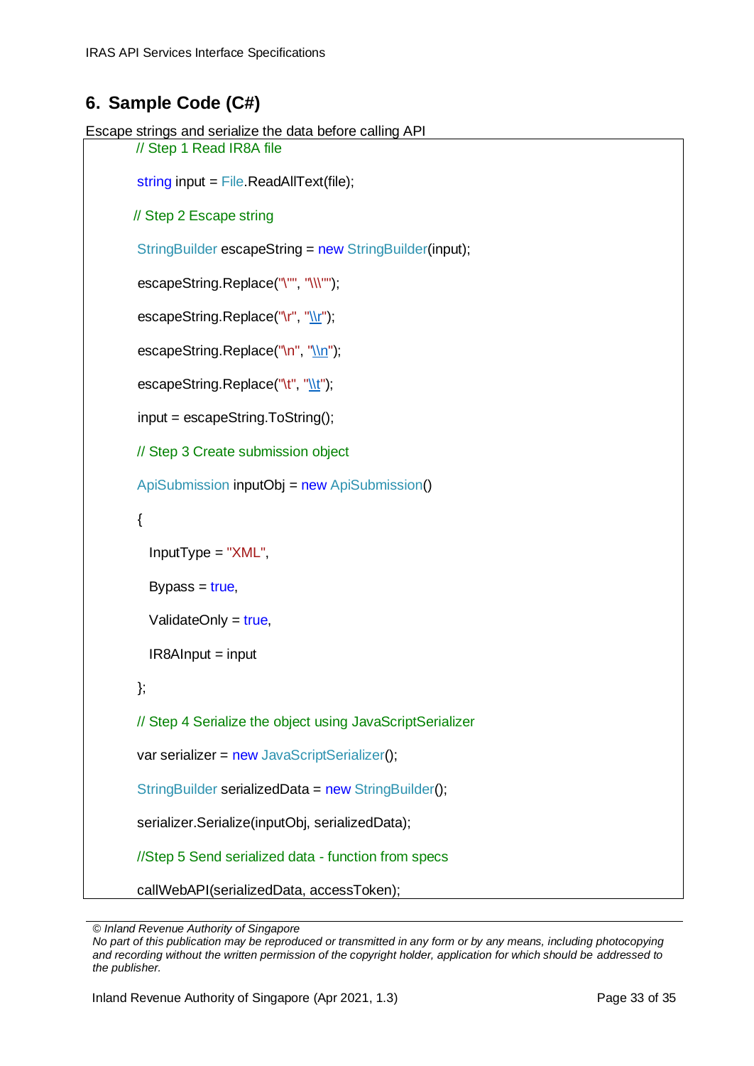## 6. Sample Code (C#)

Escape strings and serialize the data before calling API

```
// Step 1 Read IR8A file

string input = File.ReadAllText(file);

// Step 2 Escape string

StringBuilder escapeString = new StringBuilder(input);

escapeString.Replace("\"", "\\\"");

escapeString.Replace("\r", "\\r");

escapeString.Replace("\n", "\\n");

escapeString.Replace("\t", "\\t");

input = escapeString.ToString();

// Step 3 Create submission object

ApiSubmission inputObj = new ApiSubmission()

{

  InputType = "XML",

  Bypass = true,

  ValidateOnly = true,

  IR8AInput = input

};

// Step 4 Serialize the object using JavaScriptSerializer

var serializer = new JavaScriptSerializer();

StringBuilder serializedData = new StringBuilder();

serializer.Serialize(inputObj, serializedData);

//Step 5 Send serialized data - function from specs

callWebAPI(serializedData, accessToken);
```

*© Inland Revenue Authority of Singapore*
*No part of this publication may be reproduced or transmitted in any form or by any means, including photocopying and recording without the written permission of the copyright holder, application for which should be addressed to the publisher.*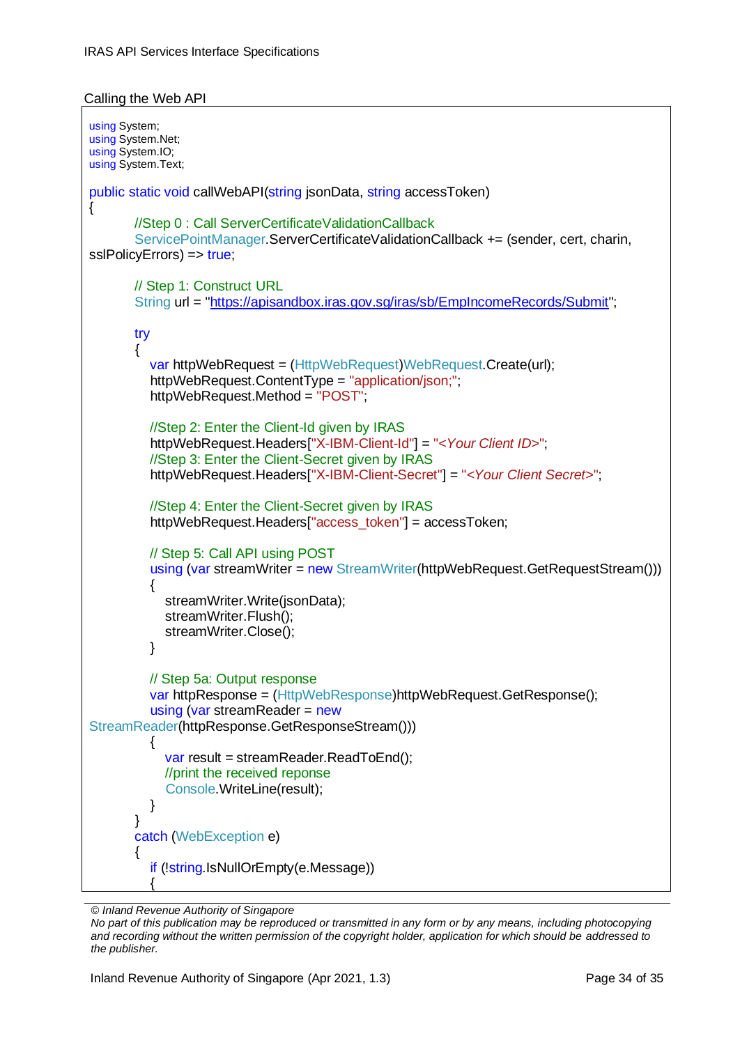Calling the Web API

```
using System;
using System.Net;
using System.IO;
using System.Text;

public static void callWebAPI(string jsonData, string accessToken)
{
        //Step 0 : Call ServerCertificateValidationCallback
        ServicePointManager.ServerCertificateValidationCallback += (sender, cert, charin,
sslPolicyErrors) => true;

        // Step 1: Construct URL
        String url = "https://apisandbox.iras.gov.sg/iras/sb/EmpIncomeRecords/Submit";

        try
        {
           var httpWebRequest = (HttpWebRequest)WebRequest.Create(url);
           httpWebRequest.ContentType = "application/json;";
           httpWebRequest.Method = "POST";

           //Step 2: Enter the Client-Id given by IRAS
           httpWebRequest.Headers["X-IBM-Client-Id"] = "<Your Client ID>";
           //Step 3: Enter the Client-Secret given by IRAS
           httpWebRequest.Headers["X-IBM-Client-Secret"] = "<Your Client Secret>";

           //Step 4: Enter the Client-Secret given by IRAS
           httpWebRequest.Headers["access_token"] = accessToken;

           // Step 5: Call API using POST
           using (var streamWriter = new StreamWriter(httpWebRequest.GetRequestStream()))
           {
              streamWriter.Write(jsonData);
              streamWriter.Flush();
              streamWriter.Close();
           }

           // Step 5a: Output response
           var httpResponse = (HttpWebResponse)httpWebRequest.GetResponse();
           using (var streamReader = new
StreamReader(httpResponse.GetResponseStream()))
           {
              var result = streamReader.ReadToEnd();
              //print the received reponse
              Console.WriteLine(result);
           }
        }
        catch (WebException e)
        {
           if (!string.IsNullOrEmpty(e.Message))
           {
```

*© Inland Revenue Authority of Singapore*
*No part of this publication may be reproduced or transmitted in any form or by any means, including photocopying and recording without the written permission of the copyright holder, application for which should be addressed to the publisher.*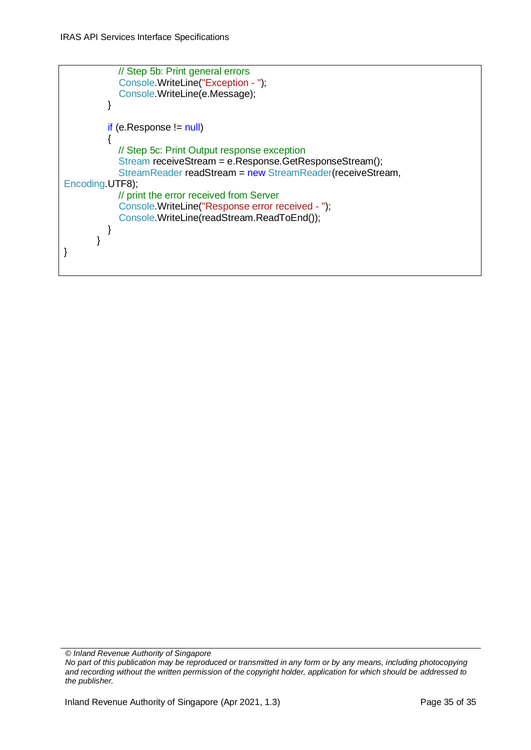```
                // Step 5b: Print general errors
                Console.WriteLine("Exception - ");
                Console.WriteLine(e.Message);
            }

            if (e.Response != null)
            {
                // Step 5c: Print Output response exception
                Stream receiveStream = e.Response.GetResponseStream();
                StreamReader readStream = new StreamReader(receiveStream,
Encoding.UTF8);
                // print the error received from Server
                Console.WriteLine("Response error received - ");
                Console.WriteLine(readStream.ReadToEnd());
            }
        }
}
```

*© Inland Revenue Authority of Singapore*
*No part of this publication may be reproduced or transmitted in any form or by any means, including photocopying and recording without the written permission of the copyright holder, application for which should be addressed to the publisher.*